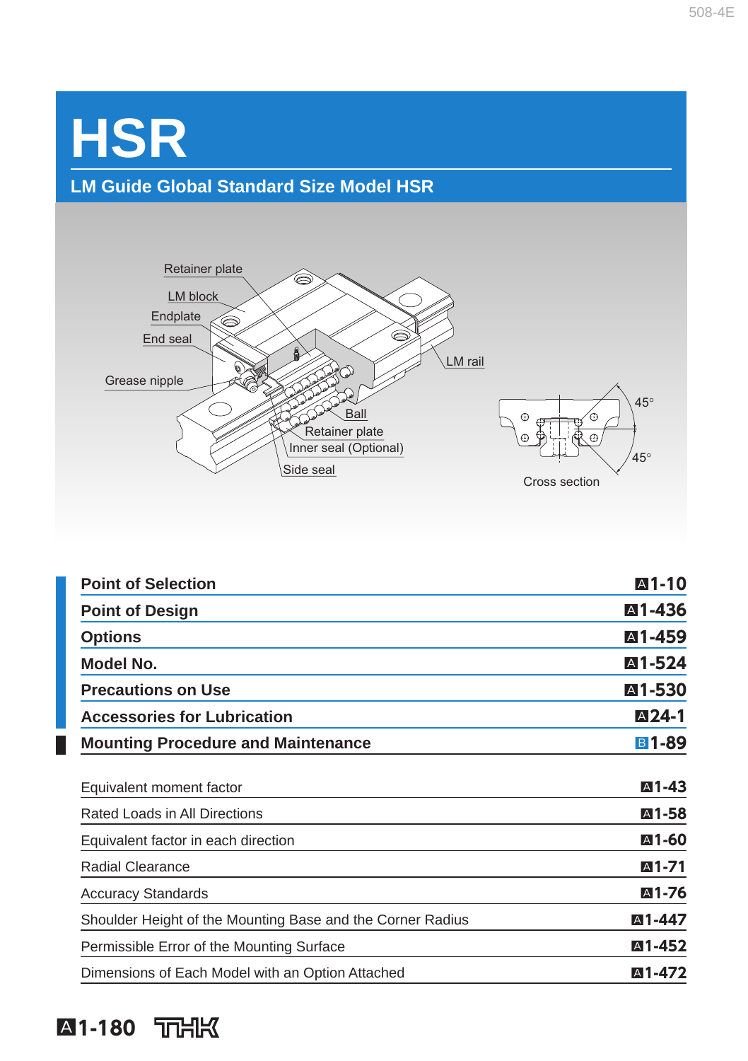# HSR

## LM Guide Global Standard Size Model HSR

Retainer plate
LM block
Endplate
End seal
Grease nipple
LM rail
Ball
Retainer plate
Inner seal (Optional)
Side seal

45°
45°
Cross section

| | |
|---|---|
| **Point of Selection** | **A1-10** |
| **Point of Design** | **A1-436** |
| **Options** | **A1-459** |
| **Model No.** | **A1-524** |
| **Precautions on Use** | **A1-530** |
| **Accessories for Lubrication** | **A24-1** |
| **Mounting Procedure and Maintenance** | **B1-89** |

| | |
|---|---|
| Equivalent moment factor | A1-43 |
| Rated Loads in All Directions | A1-58 |
| Equivalent factor in each direction | A1-60 |
| Radial Clearance | A1-71 |
| Accuracy Standards | A1-76 |
| Shoulder Height of the Mounting Base and the Corner Radius | A1-447 |
| Permissible Error of the Mounting Surface | A1-452 |
| Dimensions of Each Model with an Option Attached | A1-472 |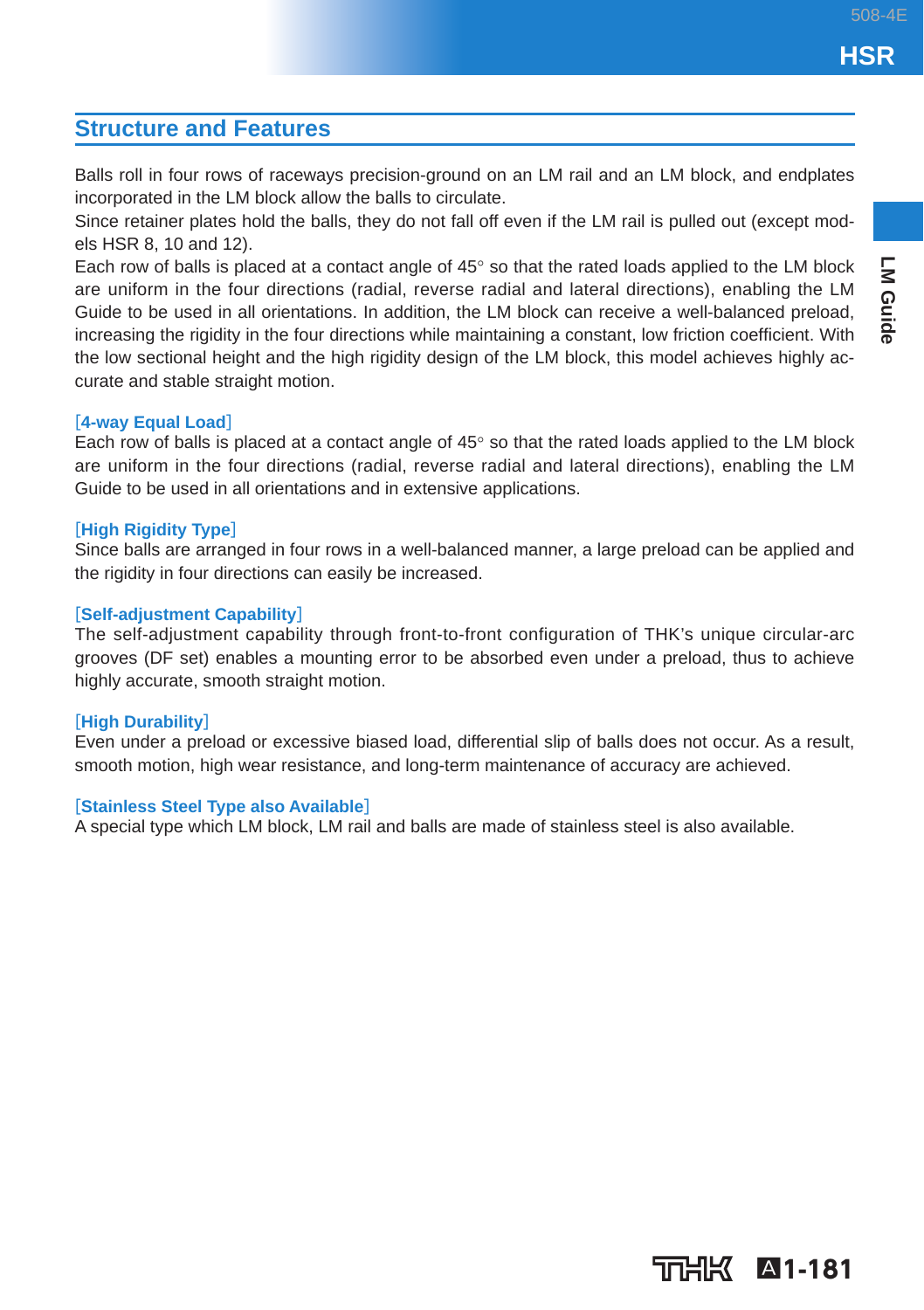## Structure and Features

Balls roll in four rows of raceways precision-ground on an LM rail and an LM block, and endplates incorporated in the LM block allow the balls to circulate.
Since retainer plates hold the balls, they do not fall off even if the LM rail is pulled out (except models HSR 8, 10 and 12).
Each row of balls is placed at a contact angle of 45° so that the rated loads applied to the LM block are uniform in the four directions (radial, reverse radial and lateral directions), enabling the LM Guide to be used in all orientations. In addition, the LM block can receive a well-balanced preload, increasing the rigidity in the four directions while maintaining a constant, low friction coefficient. With the low sectional height and the high rigidity design of the LM block, this model achieves highly accurate and stable straight motion.

**[4-way Equal Load]**
Each row of balls is placed at a contact angle of 45° so that the rated loads applied to the LM block are uniform in the four directions (radial, reverse radial and lateral directions), enabling the LM Guide to be used in all orientations and in extensive applications.

**[High Rigidity Type]**
Since balls are arranged in four rows in a well-balanced manner, a large preload can be applied and the rigidity in four directions can easily be increased.

**[Self-adjustment Capability]**
The self-adjustment capability through front-to-front configuration of THK's unique circular-arc grooves (DF set) enables a mounting error to be absorbed even under a preload, thus to achieve highly accurate, smooth straight motion.

**[High Durability]**
Even under a preload or excessive biased load, differential slip of balls does not occur. As a result, smooth motion, high wear resistance, and long-term maintenance of accuracy are achieved.

**[Stainless Steel Type also Available]**
A special type which LM block, LM rail and balls are made of stainless steel is also available.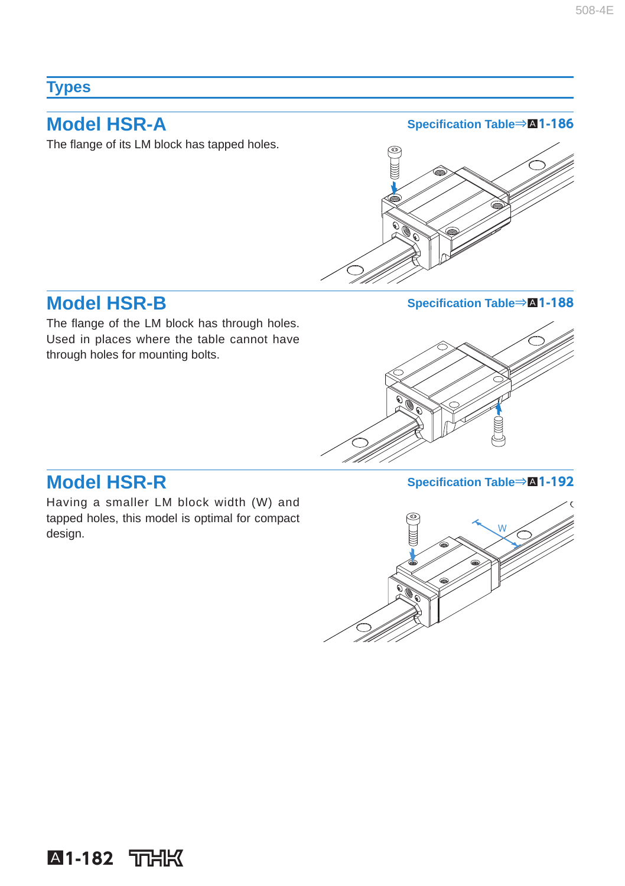## Types

### Model HSR-A

Specification Table⇒A1-186

The flange of its LM block has tapped holes.

### Model HSR-B

Specification Table⇒A1-188

The flange of the LM block has through holes. Used in places where the table cannot have through holes for mounting bolts.

### Model HSR-R

Specification Table⇒A1-192

Having a smaller LM block width (W) and tapped holes, this model is optimal for compact design.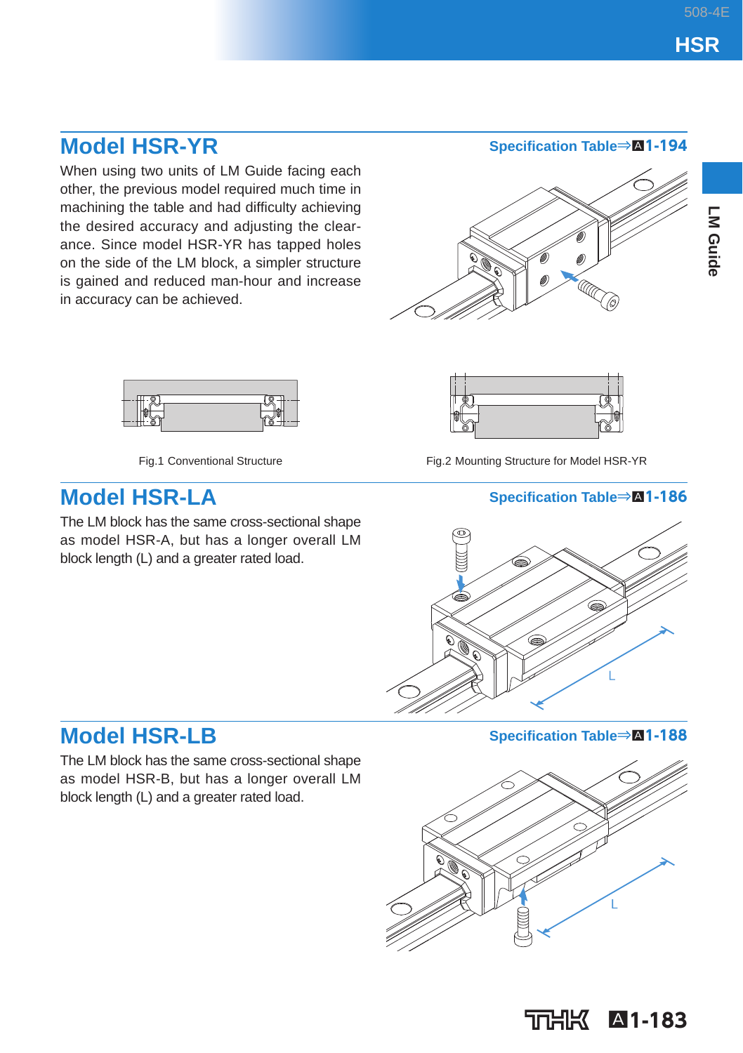## Model HSR-YR

Specification Table⇒A1-194

When using two units of LM Guide facing each other, the previous model required much time in machining the table and had difficulty achieving the desired accuracy and adjusting the clearance. Since model HSR-YR has tapped holes on the side of the LM block, a simpler structure is gained and reduced man-hour and increase in accuracy can be achieved.

Fig.1 Conventional Structure

Fig.2 Mounting Structure for Model HSR-YR

## Model HSR-LA

Specification Table⇒A1-186

The LM block has the same cross-sectional shape as model HSR-A, but has a longer overall LM block length (L) and a greater rated load.

## Model HSR-LB

Specification Table⇒A1-188

The LM block has the same cross-sectional shape as model HSR-B, but has a longer overall LM block length (L) and a greater rated load.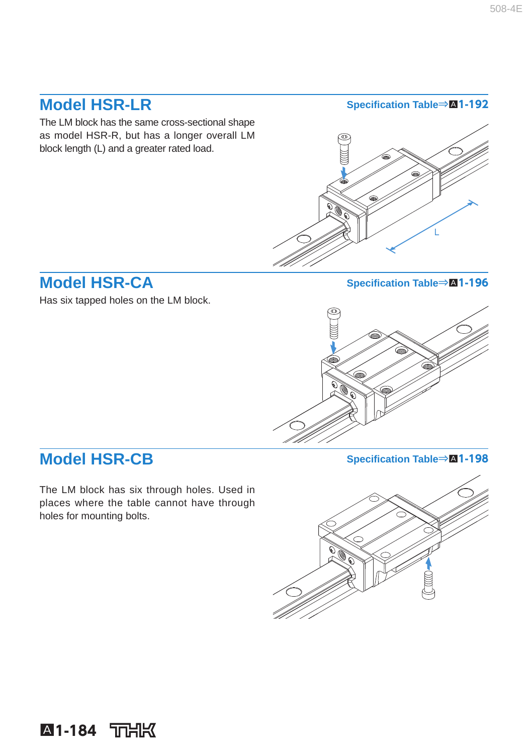## Model HSR-LR

Specification Table⇒A1-192

The LM block has the same cross-sectional shape as model HSR-R, but has a longer overall LM block length (L) and a greater rated load.

## Model HSR-CA

Specification Table⇒A1-196

Has six tapped holes on the LM block.

## Model HSR-CB

Specification Table⇒A1-198

The LM block has six through holes. Used in places where the table cannot have through holes for mounting bolts.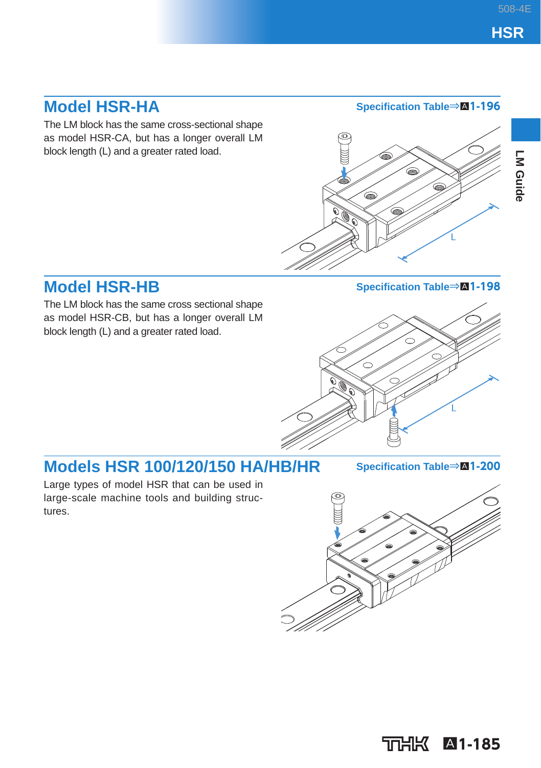## Model HSR-HA

Specification Table⇒A1-196

The LM block has the same cross-sectional shape as model HSR-CA, but has a longer overall LM block length (L) and a greater rated load.

## Model HSR-HB

Specification Table⇒A1-198

The LM block has the same cross sectional shape as model HSR-CB, but has a longer overall LM block length (L) and a greater rated load.

## Models HSR 100/120/150 HA/HB/HR

Specification Table⇒A1-200

Large types of model HSR that can be used in large-scale machine tools and building structures.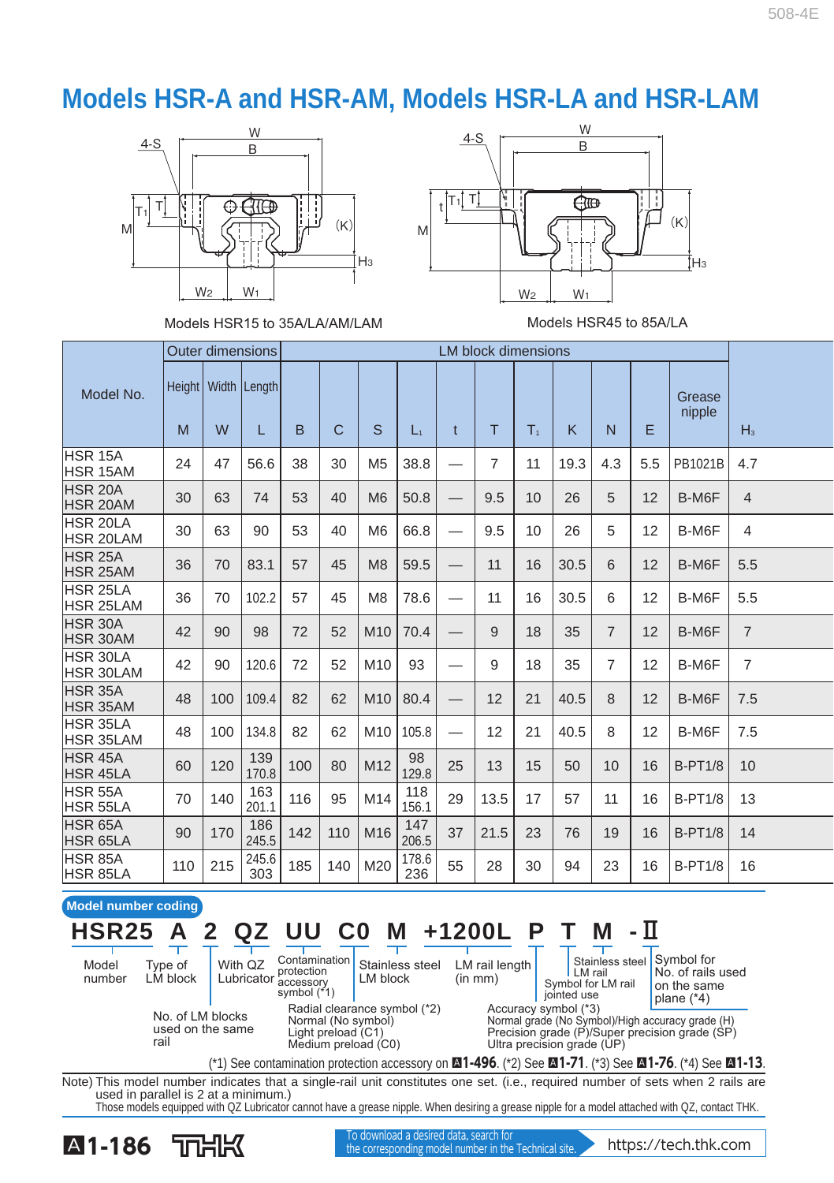# Models HSR-A and HSR-AM, Models HSR-LA and HSR-LAM

Models HSR15 to 35A/LA/AM/LAM

Models HSR45 to 85A/LA

| Model No. | Outer dimensions | | | LM block dimensions | | | | | | | | | | | |
|---|---|---|---|---|---|---|---|---|---|---|---|---|---|---|---|
| | Height M | Width W | Length L | B | C | S | $L_1$ | t | T | $T_1$ | K | N | E | Grease nipple | $H_3$ |
| HSR 15A<br>HSR 15AM | 24 | 47 | 56.6 | 38 | 30 | M5 | 38.8 | — | 7 | 11 | 19.3 | 4.3 | 5.5 | PB1021B | 4.7 |
| HSR 20A<br>HSR 20AM | 30 | 63 | 74 | 53 | 40 | M6 | 50.8 | — | 9.5 | 10 | 26 | 5 | 12 | B-M6F | 4 |
| HSR 20LA<br>HSR 20LAM | 30 | 63 | 90 | 53 | 40 | M6 | 66.8 | — | 9.5 | 10 | 26 | 5 | 12 | B-M6F | 4 |
| HSR 25A<br>HSR 25AM | 36 | 70 | 83.1 | 57 | 45 | M8 | 59.5 | — | 11 | 16 | 30.5 | 6 | 12 | B-M6F | 5.5 |
| HSR 25LA<br>HSR 25LAM | 36 | 70 | 102.2 | 57 | 45 | M8 | 78.6 | — | 11 | 16 | 30.5 | 6 | 12 | B-M6F | 5.5 |
| HSR 30A<br>HSR 30AM | 42 | 90 | 98 | 72 | 52 | M10 | 70.4 | — | 9 | 18 | 35 | 7 | 12 | B-M6F | 7 |
| HSR 30LA<br>HSR 30LAM | 42 | 90 | 120.6 | 72 | 52 | M10 | 93 | — | 9 | 18 | 35 | 7 | 12 | B-M6F | 7 |
| HSR 35A<br>HSR 35AM | 48 | 100 | 109.4 | 82 | 62 | M10 | 80.4 | — | 12 | 21 | 40.5 | 8 | 12 | B-M6F | 7.5 |
| HSR 35LA<br>HSR 35LAM | 48 | 100 | 134.8 | 82 | 62 | M10 | 105.8 | — | 12 | 21 | 40.5 | 8 | 12 | B-M6F | 7.5 |
| HSR 45A<br>HSR 45LA | 60 | 120 | 139<br>170.8 | 100 | 80 | M12 | 98<br>129.8 | 25 | 13 | 15 | 50 | 10 | 16 | B-PT1/8 | 10 |
| HSR 55A<br>HSR 55LA | 70 | 140 | 163<br>201.1 | 116 | 95 | M14 | 118<br>156.1 | 29 | 13.5 | 17 | 57 | 11 | 16 | B-PT1/8 | 13 |
| HSR 65A<br>HSR 65LA | 90 | 170 | 186<br>245.5 | 142 | 110 | M16 | 147<br>206.5 | 37 | 21.5 | 23 | 76 | 19 | 16 | B-PT1/8 | 14 |
| HSR 85A<br>HSR 85LA | 110 | 215 | 245.6<br>303 | 185 | 140 | M20 | 178.6<br>236 | 55 | 28 | 30 | 94 | 23 | 16 | B-PT1/8 | 16 |

**Model number coding**

**HSR25 A 2 QZ UU C0 M +1200L P T M -Ⅱ**

- HSR25: Model number
- A: Type of LM block
- 2: No. of LM blocks used on the same rail
- QZ: With QZ Lubricator
- UU: Contamination protection accessory symbol (*1)
- C0: Radial clearance symbol (*2) — Normal (No symbol), Light preload (C1), Medium preload (C0)
- M: Stainless steel LM block
- +1200L: LM rail length (in mm)
- P: Accuracy symbol (*3) — Normal grade (No Symbol)/High accuracy grade (H), Precision grade (P)/Super precision grade (SP), Ultra precision grade (UP)
- T: Symbol for LM rail jointed use
- M: Stainless steel LM rail
- -Ⅱ: Symbol for No. of rails used on the same plane (*4)

(*1) See contamination protection accessory on A1-496. (*2) See A1-71. (*3) See A1-76. (*4) See A1-13.

Note) This model number indicates that a single-rail unit constitutes one set. (i.e., required number of sets when 2 rails are used in parallel is 2 at a minimum.)
Those models equipped with QZ Lubricator cannot have a grease nipple. When desiring a grease nipple for a model attached with QZ, contact THK.

To download a desired data, search for the corresponding model number in the Technical site. https://tech.thk.com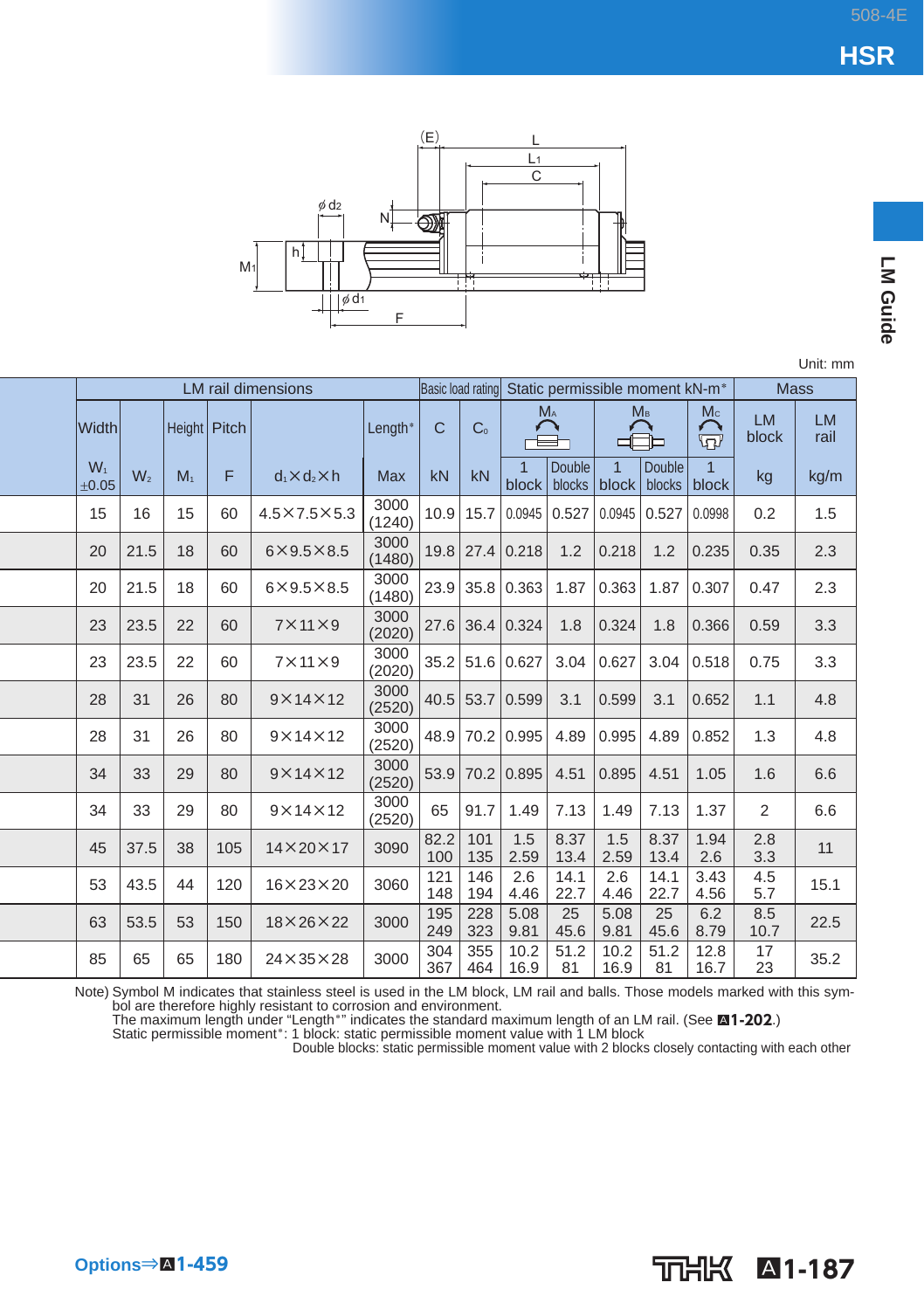# HSR

LM Guide

Unit: mm

| | LM rail dimensions | | | | | | | Basic load rating | | Static permissible moment kN-m* | | | | | Mass | |
|---|---|---|---|---|---|---|---|---|---|---|---|---|---|---|---|---|
| | Width | | Height | Pitch | | Length* | | C | $C_0$ | $M_A$ | | $M_B$ | | $M_C$ | LM block | LM rail |
| | $W_1$ ±0.05 | $W_2$ | $M_1$ | F | $d_1 \times d_2 \times h$ | Max | | kN | kN | 1 block | Double blocks | 1 block | Double blocks | 1 block | kg | kg/m |
| | 15 | 16 | 15 | 60 | 4.5×7.5×5.3 | 3000 (1240) | | 10.9 | 15.7 | 0.0945 | 0.527 | 0.0945 | 0.527 | 0.0998 | 0.2 | 1.5 |
| | 20 | 21.5 | 18 | 60 | 6×9.5×8.5 | 3000 (1480) | | 19.8 | 27.4 | 0.218 | 1.2 | 0.218 | 1.2 | 0.235 | 0.35 | 2.3 |
| | 20 | 21.5 | 18 | 60 | 6×9.5×8.5 | 3000 (1480) | | 23.9 | 35.8 | 0.363 | 1.87 | 0.363 | 1.87 | 0.307 | 0.47 | 2.3 |
| | 23 | 23.5 | 22 | 60 | 7×11×9 | 3000 (2020) | | 27.6 | 36.4 | 0.324 | 1.8 | 0.324 | 1.8 | 0.366 | 0.59 | 3.3 |
| | 23 | 23.5 | 22 | 60 | 7×11×9 | 3000 (2020) | | 35.2 | 51.6 | 0.627 | 3.04 | 0.627 | 3.04 | 0.518 | 0.75 | 3.3 |
| | 28 | 31 | 26 | 80 | 9×14×12 | 3000 (2520) | | 40.5 | 53.7 | 0.599 | 3.1 | 0.599 | 3.1 | 0.652 | 1.1 | 4.8 |
| | 28 | 31 | 26 | 80 | 9×14×12 | 3000 (2520) | | 48.9 | 70.2 | 0.995 | 4.89 | 0.995 | 4.89 | 0.852 | 1.3 | 4.8 |
| | 34 | 33 | 29 | 80 | 9×14×12 | 3000 (2520) | | 53.9 | 70.2 | 0.895 | 4.51 | 0.895 | 4.51 | 1.05 | 1.6 | 6.6 |
| | 34 | 33 | 29 | 80 | 9×14×12 | 3000 (2520) | | 65 | 91.7 | 1.49 | 7.13 | 1.49 | 7.13 | 1.37 | 2 | 6.6 |
| | 45 | 37.5 | 38 | 105 | 14×20×17 | 3090 | | 82.2 / 100 | 101 / 135 | 1.5 / 2.59 | 8.37 / 13.4 | 1.5 / 2.59 | 8.37 / 13.4 | 1.94 / 2.6 | 2.8 / 3.3 | 11 |
| | 53 | 43.5 | 44 | 120 | 16×23×20 | 3060 | | 121 / 148 | 146 / 194 | 2.6 / 4.46 | 14.1 / 22.7 | 2.6 / 4.46 | 14.1 / 22.7 | 3.43 / 4.56 | 4.5 / 5.7 | 15.1 |
| | 63 | 53.5 | 53 | 150 | 18×26×22 | 3000 | | 195 / 249 | 228 / 323 | 5.08 / 9.81 | 25 / 45.6 | 5.08 / 9.81 | 25 / 45.6 | 6.2 / 8.79 | 8.5 / 10.7 | 22.5 |
| | 85 | 65 | 65 | 180 | 24×35×28 | 3000 | | 304 / 367 | 355 / 464 | 10.2 / 16.9 | 51.2 / 81 | 10.2 / 16.9 | 51.2 / 81 | 12.8 / 16.7 | 17 / 23 | 35.2 |

Note) Symbol M indicates that stainless steel is used in the LM block, LM rail and balls. Those models marked with this symbol are therefore highly resistant to corrosion and environment.
The maximum length under "Length*" indicates the standard maximum length of an LM rail. (See A1-202.)
Static permissible moment*: 1 block: static permissible moment value with 1 LM block
Double blocks: static permissible moment value with 2 blocks closely contacting with each other

Options⇒A1-459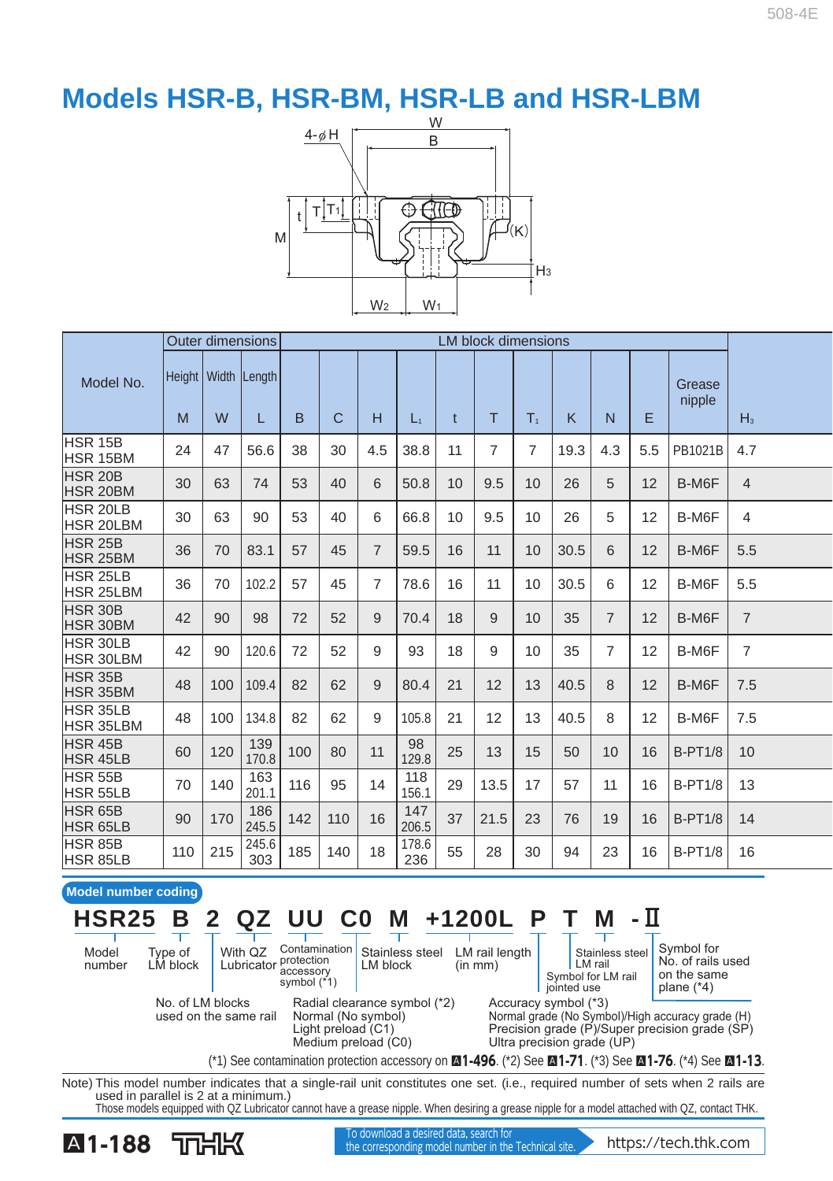# Models HSR-B, HSR-BM, HSR-LB and HSR-LBM

| Model No. | Outer dimensions | | | LM block dimensions | | | | | | | | | | | | |
|---|---|---|---|---|---|---|---|---|---|---|---|---|---|---|---|
| | Height M | Width W | Length L | B | C | H | $L_1$ | t | T | $T_1$ | K | N | E | Grease nipple | $H_3$ |
| HSR 15B<br>HSR 15BM | 24 | 47 | 56.6 | 38 | 30 | 4.5 | 38.8 | 11 | 7 | 7 | 19.3 | 4.3 | 5.5 | PB1021B | 4.7 |
| HSR 20B<br>HSR 20BM | 30 | 63 | 74 | 53 | 40 | 6 | 50.8 | 10 | 9.5 | 10 | 26 | 5 | 12 | B-M6F | 4 |
| HSR 20LB<br>HSR 20LBM | 30 | 63 | 90 | 53 | 40 | 6 | 66.8 | 10 | 9.5 | 10 | 26 | 5 | 12 | B-M6F | 4 |
| HSR 25B<br>HSR 25BM | 36 | 70 | 83.1 | 57 | 45 | 7 | 59.5 | 16 | 11 | 10 | 30.5 | 6 | 12 | B-M6F | 5.5 |
| HSR 25LB<br>HSR 25LBM | 36 | 70 | 102.2 | 57 | 45 | 7 | 78.6 | 16 | 11 | 10 | 30.5 | 6 | 12 | B-M6F | 5.5 |
| HSR 30B<br>HSR 30BM | 42 | 90 | 98 | 72 | 52 | 9 | 70.4 | 18 | 9 | 10 | 35 | 7 | 12 | B-M6F | 7 |
| HSR 30LB<br>HSR 30LBM | 42 | 90 | 120.6 | 72 | 52 | 9 | 93 | 18 | 9 | 10 | 35 | 7 | 12 | B-M6F | 7 |
| HSR 35B<br>HSR 35BM | 48 | 100 | 109.4 | 82 | 62 | 9 | 80.4 | 21 | 12 | 13 | 40.5 | 8 | 12 | B-M6F | 7.5 |
| HSR 35LB<br>HSR 35LBM | 48 | 100 | 134.8 | 82 | 62 | 9 | 105.8 | 21 | 12 | 13 | 40.5 | 8 | 12 | B-M6F | 7.5 |
| HSR 45B<br>HSR 45LB | 60 | 120 | 139<br>170.8 | 100 | 80 | 11 | 98<br>129.8 | 25 | 13 | 15 | 50 | 10 | 16 | B-PT1/8 | 10 |
| HSR 55B<br>HSR 55LB | 70 | 140 | 163<br>201.1 | 116 | 95 | 14 | 118<br>156.1 | 29 | 13.5 | 17 | 57 | 11 | 16 | B-PT1/8 | 13 |
| HSR 65B<br>HSR 65LB | 90 | 170 | 186<br>245.5 | 142 | 110 | 16 | 147<br>206.5 | 37 | 21.5 | 23 | 76 | 19 | 16 | B-PT1/8 | 14 |
| HSR 85B<br>HSR 85LB | 110 | 215 | 245.6<br>303 | 185 | 140 | 18 | 178.6<br>236 | 55 | 28 | 30 | 94 | 23 | 16 | B-PT1/8 | 16 |

**Model number coding**

**HSR25 B 2 QZ UU C0 M +1200L P T M -II**

- HSR25: Model number
- B: Type of LM block
- 2: No. of LM blocks used on the same rail
- QZ: With QZ Lubricator
- UU: Contamination protection accessory symbol (*1)
- C0: Radial clearance symbol (*2) — Normal (No symbol), Light preload (C1), Medium preload (C0)
- M: Stainless steel LM block
- +1200L: LM rail length (in mm)
- P: Accuracy symbol (*3) — Normal grade (No Symbol)/High accuracy grade (H), Precision grade (P)/Super precision grade (SP), Ultra precision grade (UP)
- T: Symbol for LM rail jointed use
- M: Stainless steel LM rail
- -II: Symbol for No. of rails used on the same plane (*4)

(*1) See contamination protection accessory on A1-496. (*2) See A1-71. (*3) See A1-76. (*4) See A1-13.

Note) This model number indicates that a single-rail unit constitutes one set. (i.e., required number of sets when 2 rails are used in parallel is 2 at a minimum.)
Those models equipped with QZ Lubricator cannot have a grease nipple. When desiring a grease nipple for a model attached with QZ, contact THK.

To download a desired data, search for the corresponding model number in the Technical site. https://tech.thk.com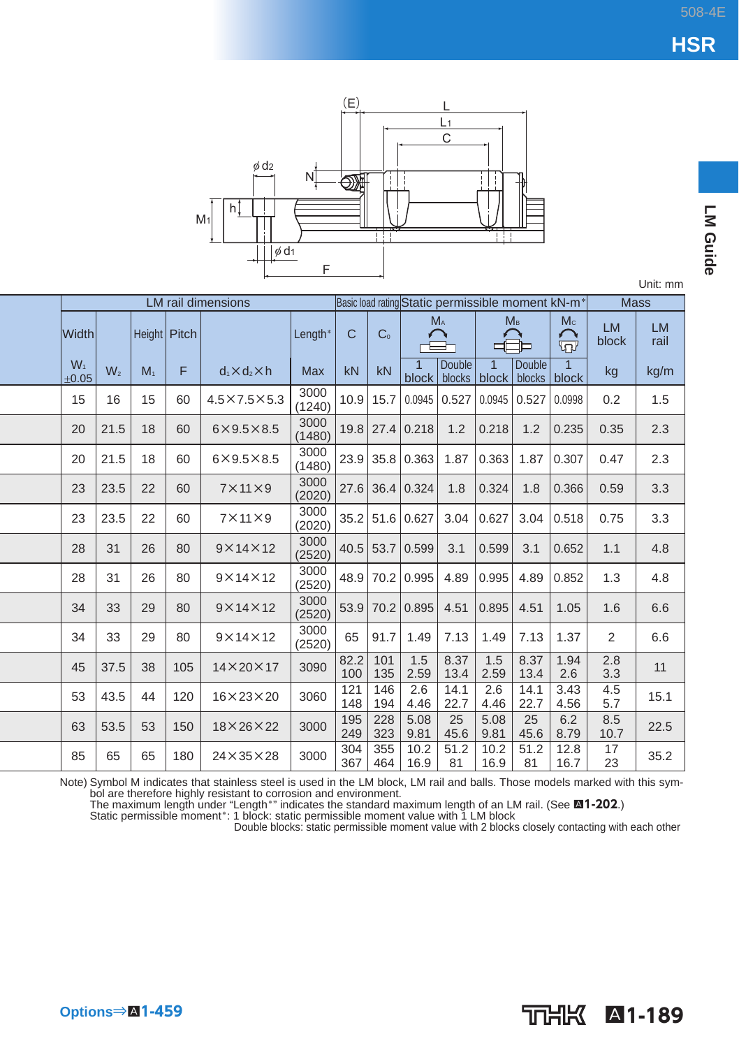Unit: mm

| | LM rail dimensions | | | | | | Basic load rating | | Static permissible moment kN-m* | | | | | Mass | |
|---|---|---|---|---|---|---|---|---|---|---|---|---|---|---|---|
| | Width | | Height | Pitch | | Length* | C | $C_0$ | $M_A$ | | $M_B$ | | $M_C$ | LM block | LM rail |
| | $W_1$ ±0.05 | $W_2$ | $M_1$ | F | $d_1 \times d_2 \times h$ | Max | kN | kN | 1 block | Double blocks | 1 block | Double blocks | 1 block | kg | kg/m |
| | 15 | 16 | 15 | 60 | 4.5×7.5×5.3 | 3000 (1240) | 10.9 | 15.7 | 0.0945 | 0.527 | 0.0945 | 0.527 | 0.0998 | 0.2 | 1.5 |
| | 20 | 21.5 | 18 | 60 | 6×9.5×8.5 | 3000 (1480) | 19.8 | 27.4 | 0.218 | 1.2 | 0.218 | 1.2 | 0.235 | 0.35 | 2.3 |
| | 20 | 21.5 | 18 | 60 | 6×9.5×8.5 | 3000 (1480) | 23.9 | 35.8 | 0.363 | 1.87 | 0.363 | 1.87 | 0.307 | 0.47 | 2.3 |
| | 23 | 23.5 | 22 | 60 | 7×11×9 | 3000 (2020) | 27.6 | 36.4 | 0.324 | 1.8 | 0.324 | 1.8 | 0.366 | 0.59 | 3.3 |
| | 23 | 23.5 | 22 | 60 | 7×11×9 | 3000 (2020) | 35.2 | 51.6 | 0.627 | 3.04 | 0.627 | 3.04 | 0.518 | 0.75 | 3.3 |
| | 28 | 31 | 26 | 80 | 9×14×12 | 3000 (2520) | 40.5 | 53.7 | 0.599 | 3.1 | 0.599 | 3.1 | 0.652 | 1.1 | 4.8 |
| | 28 | 31 | 26 | 80 | 9×14×12 | 3000 (2520) | 48.9 | 70.2 | 0.995 | 4.89 | 0.995 | 4.89 | 0.852 | 1.3 | 4.8 |
| | 34 | 33 | 29 | 80 | 9×14×12 | 3000 (2520) | 53.9 | 70.2 | 0.895 | 4.51 | 0.895 | 4.51 | 1.05 | 1.6 | 6.6 |
| | 34 | 33 | 29 | 80 | 9×14×12 | 3000 (2520) | 65 | 91.7 | 1.49 | 7.13 | 1.49 | 7.13 | 1.37 | 2 | 6.6 |
| | 45 | 37.5 | 38 | 105 | 14×20×17 | 3090 | 82.2 / 100 | 101 / 135 | 1.5 / 2.59 | 8.37 / 13.4 | 1.5 / 2.59 | 8.37 / 13.4 | 1.94 / 2.6 | 2.8 / 3.3 | 11 |
| | 53 | 43.5 | 44 | 120 | 16×23×20 | 3060 | 121 / 148 | 146 / 194 | 2.6 / 4.46 | 14.1 / 22.7 | 2.6 / 4.46 | 14.1 / 22.7 | 3.43 / 4.56 | 4.5 / 5.7 | 15.1 |
| | 63 | 53.5 | 53 | 150 | 18×26×22 | 3000 | 195 / 249 | 228 / 323 | 5.08 / 9.81 | 25 / 45.6 | 5.08 / 9.81 | 25 / 45.6 | 6.2 / 8.79 | 8.5 / 10.7 | 22.5 |
| | 85 | 65 | 65 | 180 | 24×35×28 | 3000 | 304 / 367 | 355 / 464 | 10.2 / 16.9 | 51.2 / 81 | 10.2 / 16.9 | 51.2 / 81 | 12.8 / 16.7 | 17 / 23 | 35.2 |

Note) Symbol M indicates that stainless steel is used in the LM block, LM rail and balls. Those models marked with this symbol are therefore highly resistant to corrosion and environment.
The maximum length under "Length*" indicates the standard maximum length of an LM rail. (See A1-202.)
Static permissible moment*: 1 block: static permissible moment value with 1 LM block
Double blocks: static permissible moment value with 2 blocks closely contacting with each other

Options⇒A1-459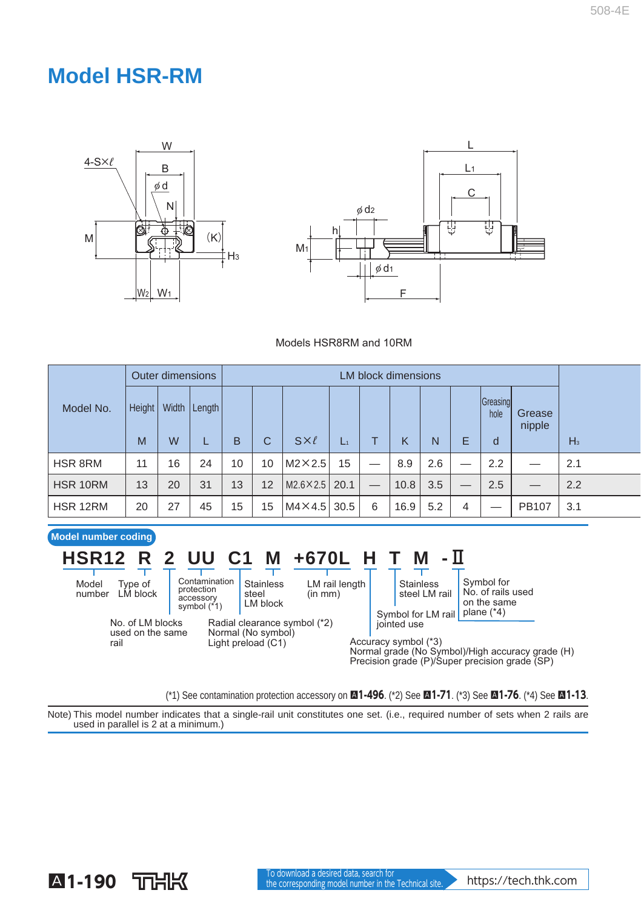# Model HSR-RM

Models HSR8RM and 10RM

| Model No. | Outer dimensions | | | LM block dimensions | | | | | | | | | | | |
|---|---|---|---|---|---|---|---|---|---|---|---|---|---|---|---|
| | Height M | Width W | Length L | B | C | S×ℓ | $L_1$ | T | K | N | E | Greasing hole d | Grease nipple | $H_3$ |
| HSR 8RM | 11 | 16 | 24 | 10 | 10 | M2×2.5 | 15 | — | 8.9 | 2.6 | — | 2.2 | — | 2.1 |
| HSR 10RM | 13 | 20 | 31 | 13 | 12 | M2.6×2.5 | 20.1 | — | 10.8 | 3.5 | — | 2.5 | — | 2.2 |
| HSR 12RM | 20 | 27 | 45 | 15 | 15 | M4×4.5 | 30.5 | 6 | 16.9 | 5.2 | 4 | — | PB107 | 3.1 |

**Model number coding**

**HSR12 R 2 UU C1 M +670L H T M -Ⅱ**

- HSR12: Model number
- R: Type of LM block
- 2: No. of LM blocks used on the same rail
- UU: Contamination protection accessory symbol (*1)
- C1: Radial clearance symbol (*2) Normal (No symbol) Light preload (C1)
- M: Stainless steel LM block
- +670L: LM rail length (in mm)
- H: Accuracy symbol (*3) Normal grade (No Symbol)/High accuracy grade (H) Precision grade (P)/Super precision grade (SP)
- T: Symbol for LM rail jointed use
- M: Stainless steel LM rail
- Ⅱ: Symbol for No. of rails used on the same plane (*4)

(*1) See contamination protection accessory on A1-496. (*2) See A1-71. (*3) See A1-76. (*4) See A1-13.

Note) This model number indicates that a single-rail unit constitutes one set. (i.e., required number of sets when 2 rails are used in parallel is 2 at a minimum.)

To download a desired data, search for the corresponding model number in the Technical site. https://tech.thk.com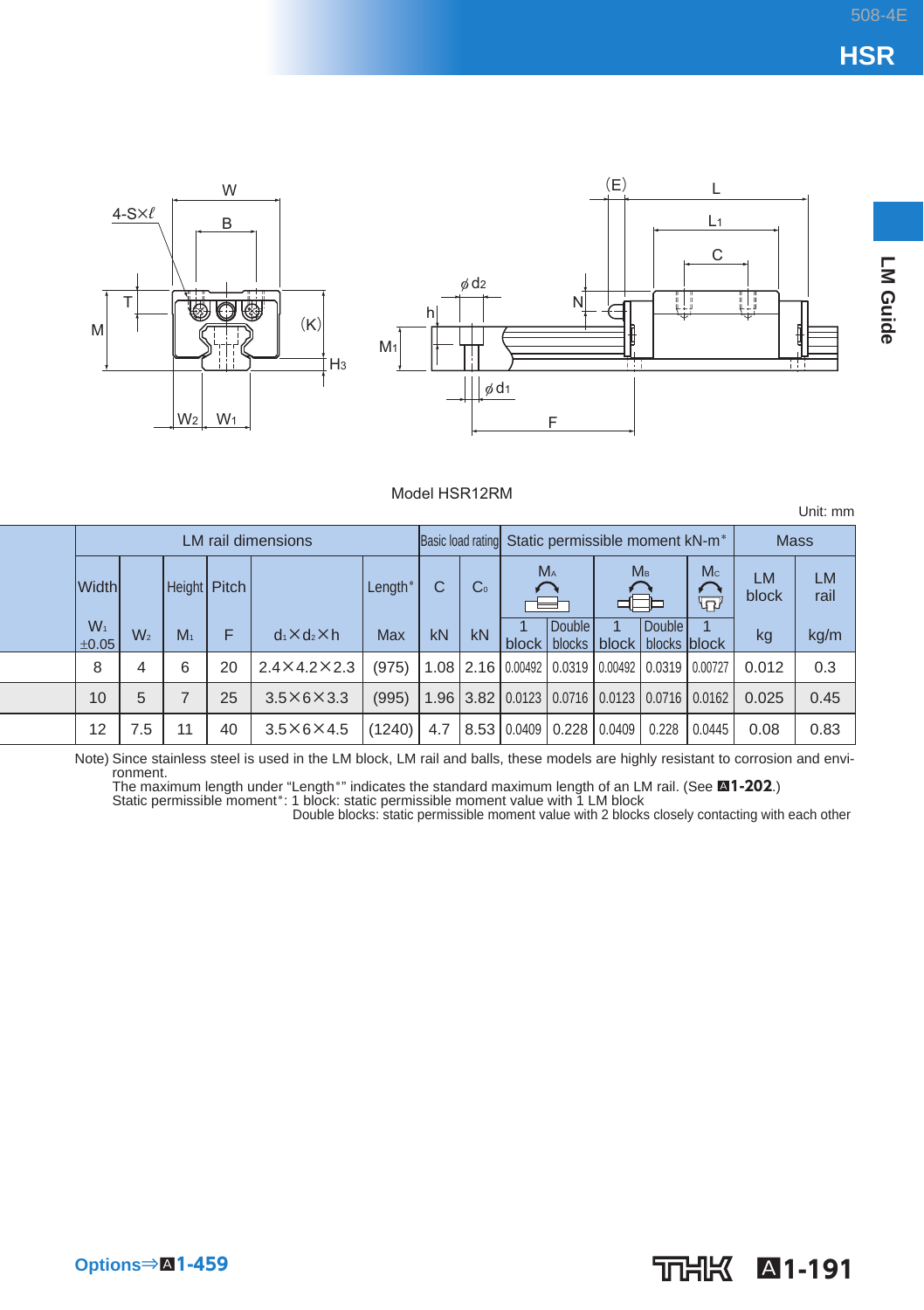Model HSR12RM

Unit: mm

| | LM rail dimensions | | | | | Basic load rating | | Static permissible moment kN-m* | | | | | Mass | |
|---|---|---|---|---|---|---|---|---|---|---|---|---|---|---|
| | Width | | Height | Pitch | | Length* | C | $C_0$ | $M_A$ | | $M_B$ | | $M_C$ | LM block | LM rail |
| | $W_1$ ±0.05 | $W_2$ | $M_1$ | F | $d_1 \times d_2 \times h$ | Max | kN | kN | 1 block | Double blocks | 1 block | Double blocks | 1 block | kg | kg/m |
| | 8 | 4 | 6 | 20 | 2.4×4.2×2.3 | (975) | 1.08 | 2.16 | 0.00492 | 0.0319 | 0.00492 | 0.0319 | 0.00727 | 0.012 | 0.3 |
| | 10 | 5 | 7 | 25 | 3.5×6×3.3 | (995) | 1.96 | 3.82 | 0.0123 | 0.0716 | 0.0123 | 0.0716 | 0.0162 | 0.025 | 0.45 |
| | 12 | 7.5 | 11 | 40 | 3.5×6×4.5 | (1240) | 4.7 | 8.53 | 0.0409 | 0.228 | 0.0409 | 0.228 | 0.0445 | 0.08 | 0.83 |

Note) Since stainless steel is used in the LM block, LM rail and balls, these models are highly resistant to corrosion and environment.
The maximum length under "Length*" indicates the standard maximum length of an LM rail. (See A1-202.)
Static permissible moment*: 1 block: static permissible moment value with 1 LM block
Double blocks: static permissible moment value with 2 blocks closely contacting with each other

Options⇒A1-459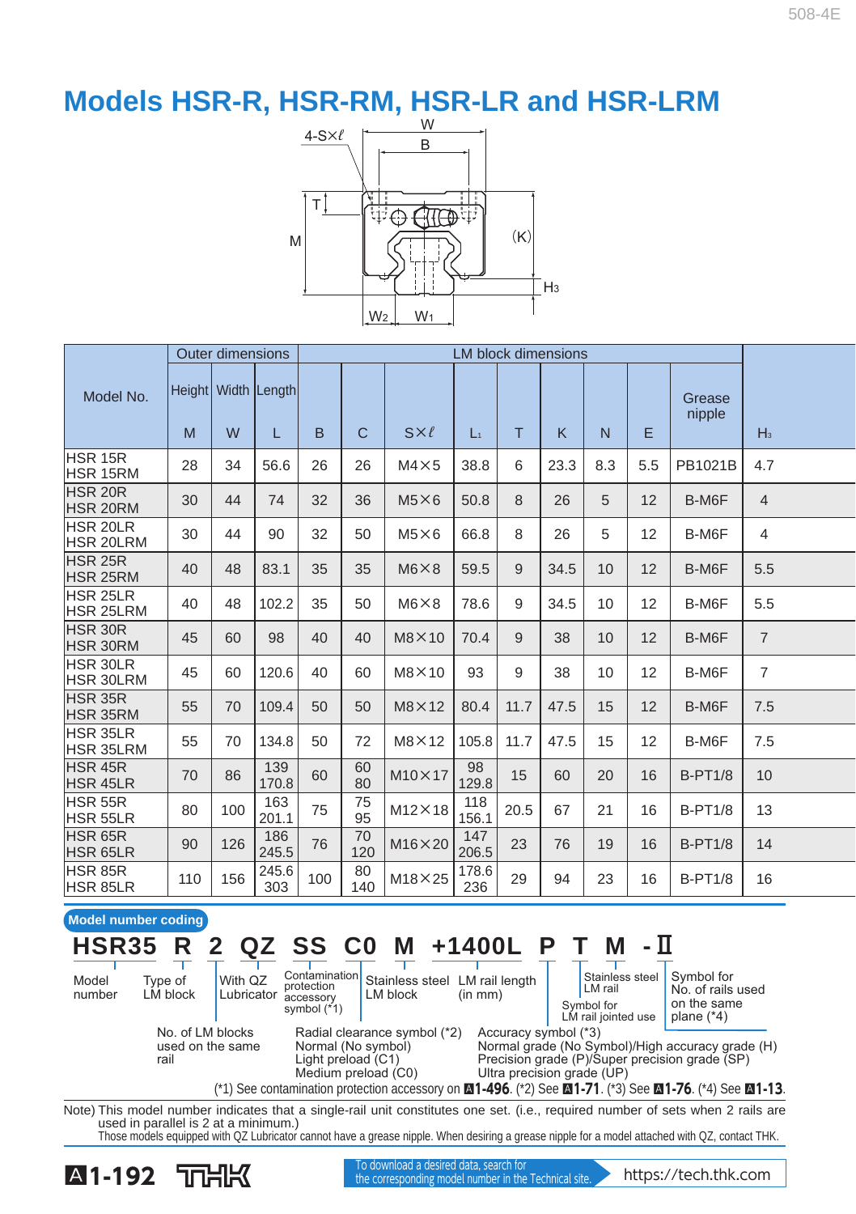# Models HSR-R, HSR-RM, HSR-LR and HSR-LRM

| Model No. | Outer dimensions | | | LM block dimensions | | | | | | | | | | |
|---|---|---|---|---|---|---|---|---|---|---|---|---|---|---|
| | Height | Width | Length | | | | | | | | | Grease nipple | |
| | M | W | L | B | C | S×ℓ | $L_1$ | T | K | N | E | | $H_3$ |
| HSR 15R HSR 15RM | 28 | 34 | 56.6 | 26 | 26 | M4×5 | 38.8 | 6 | 23.3 | 8.3 | 5.5 | PB1021B | 4.7 |
| HSR 20R HSR 20RM | 30 | 44 | 74 | 32 | 36 | M5×6 | 50.8 | 8 | 26 | 5 | 12 | B-M6F | 4 |
| HSR 20LR HSR 20LRM | 30 | 44 | 90 | 32 | 50 | M5×6 | 66.8 | 8 | 26 | 5 | 12 | B-M6F | 4 |
| HSR 25R HSR 25RM | 40 | 48 | 83.1 | 35 | 35 | M6×8 | 59.5 | 9 | 34.5 | 10 | 12 | B-M6F | 5.5 |
| HSR 25LR HSR 25LRM | 40 | 48 | 102.2 | 35 | 50 | M6×8 | 78.6 | 9 | 34.5 | 10 | 12 | B-M6F | 5.5 |
| HSR 30R HSR 30RM | 45 | 60 | 98 | 40 | 40 | M8×10 | 70.4 | 9 | 38 | 10 | 12 | B-M6F | 7 |
| HSR 30LR HSR 30LRM | 45 | 60 | 120.6 | 40 | 60 | M8×10 | 93 | 9 | 38 | 10 | 12 | B-M6F | 7 |
| HSR 35R HSR 35RM | 55 | 70 | 109.4 | 50 | 50 | M8×12 | 80.4 | 11.7 | 47.5 | 15 | 12 | B-M6F | 7.5 |
| HSR 35LR HSR 35LRM | 55 | 70 | 134.8 | 50 | 72 | M8×12 | 105.8 | 11.7 | 47.5 | 15 | 12 | B-M6F | 7.5 |
| HSR 45R HSR 45LR | 70 | 86 | 139 170.8 | 60 | 60 80 | M10×17 | 98 129.8 | 15 | 60 | 20 | 16 | B-PT1/8 | 10 |
| HSR 55R HSR 55LR | 80 | 100 | 163 201.1 | 75 | 75 95 | M12×18 | 118 156.1 | 20.5 | 67 | 21 | 16 | B-PT1/8 | 13 |
| HSR 65R HSR 65LR | 90 | 126 | 186 245.5 | 76 | 70 120 | M16×20 | 147 206.5 | 23 | 76 | 19 | 16 | B-PT1/8 | 14 |
| HSR 85R HSR 85LR | 110 | 156 | 245.6 303 | 100 | 80 140 | M18×25 | 178.6 236 | 29 | 94 | 23 | 16 | B-PT1/8 | 16 |

## Model number coding

**HSR35 R 2 QZ SS C0 M +1400L P T M -II**

- HSR35: Model number
- R: Type of LM block
- 2: No. of LM blocks used on the same rail
- QZ: With QZ Lubricator
- SS: Contamination protection accessory symbol (*1)
- C0: Radial clearance symbol (*2) — Normal (No symbol), Light preload (C1), Medium preload (C0)
- M: Stainless steel LM block
- +1400L: LM rail length (in mm)
- P: Accuracy symbol (*3) — Normal grade (No Symbol)/High accuracy grade (H), Precision grade (P)/Super precision grade (SP), Ultra precision grade (UP)
- T: Symbol for LM rail jointed use
- M: Stainless steel LM rail
- -II: Symbol for No. of rails used on the same plane (*4)

(*1) See contamination protection accessory on A1-496. (*2) See A1-71. (*3) See A1-76. (*4) See A1-13.

Note) This model number indicates that a single-rail unit constitutes one set. (i.e., required number of sets when 2 rails are used in parallel is 2 at a minimum.)
Those models equipped with QZ Lubricator cannot have a grease nipple. When desiring a grease nipple for a model attached with QZ, contact THK.

To download a desired data, search for the corresponding model number in the Technical site. https://tech.thk.com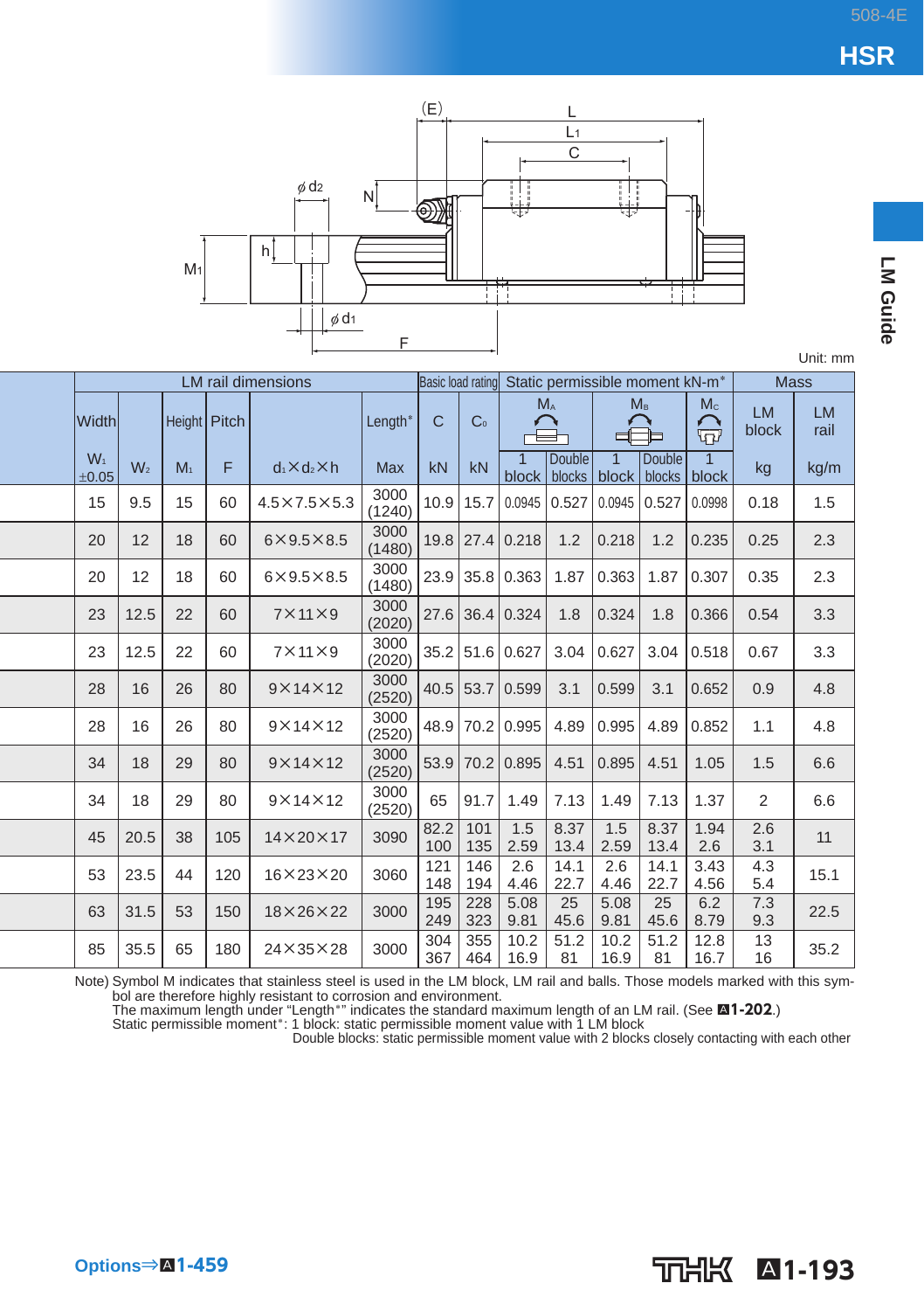# HSR

LM Guide

Unit: mm

| | LM rail dimensions | | | | | | Basic load rating | | Static permissible moment kN-m* | | | | | Mass | |
|---|---|---|---|---|---|---|---|---|---|---|---|---|---|---|---|
| | Width | | Height | Pitch | | Length* | C | $C_0$ | $M_A$ | | $M_B$ | | $M_C$ | LM block | LM rail |
| | $W_1$ ±0.05 | $W_2$ | $M_1$ | F | $d_1 \times d_2 \times h$ | Max | kN | kN | 1 block | Double blocks | 1 block | Double blocks | 1 block | kg | kg/m |
| | 15 | 9.5 | 15 | 60 | 4.5×7.5×5.3 | 3000 (1240) | 10.9 | 15.7 | 0.0945 | 0.527 | 0.0945 | 0.527 | 0.0998 | 0.18 | 1.5 |
| | 20 | 12 | 18 | 60 | 6×9.5×8.5 | 3000 (1480) | 19.8 | 27.4 | 0.218 | 1.2 | 0.218 | 1.2 | 0.235 | 0.25 | 2.3 |
| | 20 | 12 | 18 | 60 | 6×9.5×8.5 | 3000 (1480) | 23.9 | 35.8 | 0.363 | 1.87 | 0.363 | 1.87 | 0.307 | 0.35 | 2.3 |
| | 23 | 12.5 | 22 | 60 | 7×11×9 | 3000 (2020) | 27.6 | 36.4 | 0.324 | 1.8 | 0.324 | 1.8 | 0.366 | 0.54 | 3.3 |
| | 23 | 12.5 | 22 | 60 | 7×11×9 | 3000 (2020) | 35.2 | 51.6 | 0.627 | 3.04 | 0.627 | 3.04 | 0.518 | 0.67 | 3.3 |
| | 28 | 16 | 26 | 80 | 9×14×12 | 3000 (2520) | 40.5 | 53.7 | 0.599 | 3.1 | 0.599 | 3.1 | 0.652 | 0.9 | 4.8 |
| | 28 | 16 | 26 | 80 | 9×14×12 | 3000 (2520) | 48.9 | 70.2 | 0.995 | 4.89 | 0.995 | 4.89 | 0.852 | 1.1 | 4.8 |
| | 34 | 18 | 29 | 80 | 9×14×12 | 3000 (2520) | 53.9 | 70.2 | 0.895 | 4.51 | 0.895 | 4.51 | 1.05 | 1.5 | 6.6 |
| | 34 | 18 | 29 | 80 | 9×14×12 | 3000 (2520) | 65 | 91.7 | 1.49 | 7.13 | 1.49 | 7.13 | 1.37 | 2 | 6.6 |
| | 45 | 20.5 | 38 | 105 | 14×20×17 | 3090 | 82.2 / 100 | 101 / 135 | 1.5 / 2.59 | 8.37 / 13.4 | 1.5 / 2.59 | 8.37 / 13.4 | 1.94 / 2.6 | 2.6 / 3.1 | 11 |
| | 53 | 23.5 | 44 | 120 | 16×23×20 | 3060 | 121 / 148 | 146 / 194 | 2.6 / 4.46 | 14.1 / 22.7 | 2.6 / 4.46 | 14.1 / 22.7 | 3.43 / 4.56 | 4.3 / 5.4 | 15.1 |
| | 63 | 31.5 | 53 | 150 | 18×26×22 | 3000 | 195 / 249 | 228 / 323 | 5.08 / 9.81 | 25 / 45.6 | 5.08 / 9.81 | 25 / 45.6 | 6.2 / 8.79 | 7.3 / 9.3 | 22.5 |
| | 85 | 35.5 | 65 | 180 | 24×35×28 | 3000 | 304 / 367 | 355 / 464 | 10.2 / 16.9 | 51.2 / 81 | 10.2 / 16.9 | 51.2 / 81 | 12.8 / 16.7 | 13 / 16 | 35.2 |

Note) Symbol M indicates that stainless steel is used in the LM block, LM rail and balls. Those models marked with this symbol are therefore highly resistant to corrosion and environment.
The maximum length under "Length*" indicates the standard maximum length of an LM rail. (See A1-202.)
Static permissible moment*: 1 block: static permissible moment value with 1 LM block
Double blocks: static permissible moment value with 2 blocks closely contacting with each other

Options⇒A1-459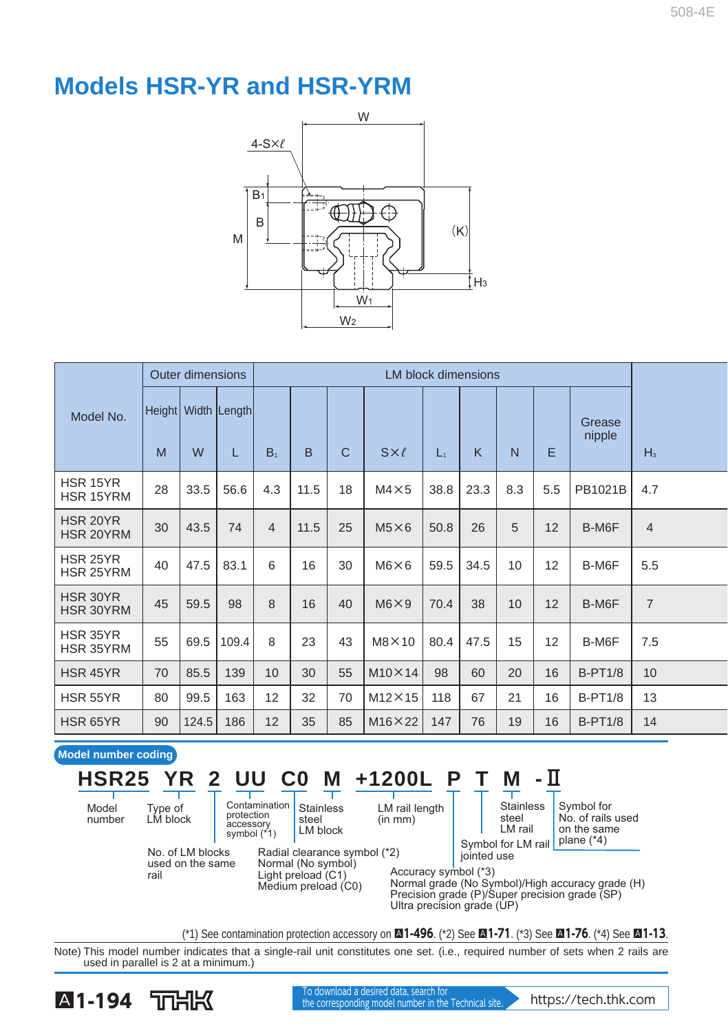# Models HSR-YR and HSR-YRM

| Model No. | Outer dimensions | | | LM block dimensions | | | | | | | | | |
|---|---|---|---|---|---|---|---|---|---|---|---|---|---|
| | Height M | Width W | Length L | $B_1$ | B | C | S×ℓ | $L_1$ | K | N | E | Grease nipple | $H_3$ |
| HSR 15YR<br>HSR 15YRM | 28 | 33.5 | 56.6 | 4.3 | 11.5 | 18 | M4×5 | 38.8 | 23.3 | 8.3 | 5.5 | PB1021B | 4.7 |
| HSR 20YR<br>HSR 20YRM | 30 | 43.5 | 74 | 4 | 11.5 | 25 | M5×6 | 50.8 | 26 | 5 | 12 | B-M6F | 4 |
| HSR 25YR<br>HSR 25YRM | 40 | 47.5 | 83.1 | 6 | 16 | 30 | M6×6 | 59.5 | 34.5 | 10 | 12 | B-M6F | 5.5 |
| HSR 30YR<br>HSR 30YRM | 45 | 59.5 | 98 | 8 | 16 | 40 | M6×9 | 70.4 | 38 | 10 | 12 | B-M6F | 7 |
| HSR 35YR<br>HSR 35YRM | 55 | 69.5 | 109.4 | 8 | 23 | 43 | M8×10 | 80.4 | 47.5 | 15 | 12 | B-M6F | 7.5 |
| HSR 45YR | 70 | 85.5 | 139 | 10 | 30 | 55 | M10×14 | 98 | 60 | 20 | 16 | B-PT1/8 | 10 |
| HSR 55YR | 80 | 99.5 | 163 | 12 | 32 | 70 | M12×15 | 118 | 67 | 21 | 16 | B-PT1/8 | 13 |
| HSR 65YR | 90 | 124.5 | 186 | 12 | 35 | 85 | M16×22 | 147 | 76 | 19 | 16 | B-PT1/8 | 14 |

**Model number coding**

**HSR25 YR 2 UU C0 M +1200L P T M -II**

- HSR25: Model number
- YR: Type of LM block
- 2: No. of LM blocks used on the same rail
- UU: Contamination protection accessory symbol (*1)
- C0: Radial clearance symbol (*2)
  - Normal (No symbol)
  - Light preload (C1)
  - Medium preload (C0)
- M: Stainless steel LM block
- +1200L: LM rail length (in mm)
- P: Accuracy symbol (*3)
  - Normal grade (No Symbol)/High accuracy grade (H)
  - Precision grade (P)/Super precision grade (SP)
  - Ultra precision grade (UP)
- T: Symbol for LM rail jointed use
- M: Stainless steel LM rail
- -II: Symbol for No. of rails used on the same plane (*4)

(*1) See contamination protection accessory on A1-496. (*2) See A1-71. (*3) See A1-76. (*4) See A1-13.

Note) This model number indicates that a single-rail unit constitutes one set. (i.e., required number of sets when 2 rails are used in parallel is 2 at a minimum.)

To download a desired data, search for the corresponding model number in the Technical site. https://tech.thk.com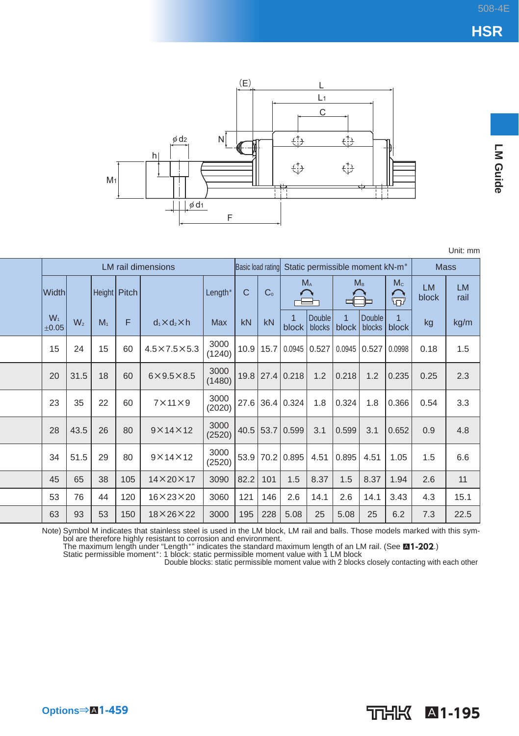Unit: mm

| | LM rail dimensions | | | | | | Basic load rating | | Static permissible moment kN-m* | | | | | Mass | |
|---|---|---|---|---|---|---|---|---|---|---|---|---|---|---|---|
| | Width | | Height | Pitch | | Length* | C | $C_0$ | $M_A$ | | $M_B$ | | $M_C$ | LM block | LM rail |
| | $W_1$ ±0.05 | $W_2$ | $M_1$ | F | $d_1 \times d_2 \times h$ | Max | kN | kN | 1 block | Double blocks | 1 block | Double blocks | 1 block | kg | kg/m |
| | 15 | 24 | 15 | 60 | 4.5×7.5×5.3 | 3000 (1240) | 10.9 | 15.7 | 0.0945 | 0.527 | 0.0945 | 0.527 | 0.0998 | 0.18 | 1.5 |
| | 20 | 31.5 | 18 | 60 | 6×9.5×8.5 | 3000 (1480) | 19.8 | 27.4 | 0.218 | 1.2 | 0.218 | 1.2 | 0.235 | 0.25 | 2.3 |
| | 23 | 35 | 22 | 60 | 7×11×9 | 3000 (2020) | 27.6 | 36.4 | 0.324 | 1.8 | 0.324 | 1.8 | 0.366 | 0.54 | 3.3 |
| | 28 | 43.5 | 26 | 80 | 9×14×12 | 3000 (2520) | 40.5 | 53.7 | 0.599 | 3.1 | 0.599 | 3.1 | 0.652 | 0.9 | 4.8 |
| | 34 | 51.5 | 29 | 80 | 9×14×12 | 3000 (2520) | 53.9 | 70.2 | 0.895 | 4.51 | 0.895 | 4.51 | 1.05 | 1.5 | 6.6 |
| | 45 | 65 | 38 | 105 | 14×20×17 | 3090 | 82.2 | 101 | 1.5 | 8.37 | 1.5 | 8.37 | 1.94 | 2.6 | 11 |
| | 53 | 76 | 44 | 120 | 16×23×20 | 3060 | 121 | 146 | 2.6 | 14.1 | 2.6 | 14.1 | 3.43 | 4.3 | 15.1 |
| | 63 | 93 | 53 | 150 | 18×26×22 | 3000 | 195 | 228 | 5.08 | 25 | 5.08 | 25 | 6.2 | 7.3 | 22.5 |

Note) Symbol M indicates that stainless steel is used in the LM block, LM rail and balls. Those models marked with this symbol are therefore highly resistant to corrosion and environment.
The maximum length under "Length*" indicates the standard maximum length of an LM rail. (See A1-202.)
Static permissible moment*: 1 block: static permissible moment value with 1 LM block
Double blocks: static permissible moment value with 2 blocks closely contacting with each other

Options⇒A1-459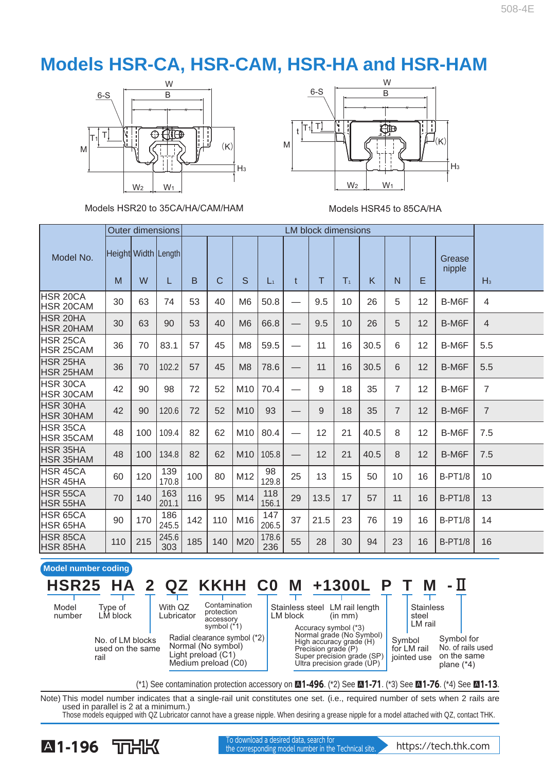# Models HSR-CA, HSR-CAM, HSR-HA and HSR-HAM

Models HSR20 to 35CA/HA/CAM/HAM

Models HSR45 to 85CA/HA

| Model No. | Outer dimensions | | | LM block dimensions | | | | | | | | | | | | |
|---|---|---|---|---|---|---|---|---|---|---|---|---|---|---|---|---|
| | Height | Width | Length | | | | | | | | | | | Grease nipple | |
| | M | W | L | B | C | S | $L_1$ | t | T | $T_1$ | K | N | E | | $H_3$ |
| HSR 20CA<br>HSR 20CAM | 30 | 63 | 74 | 53 | 40 | M6 | 50.8 | — | 9.5 | 10 | 26 | 5 | 12 | B-M6F | 4 |
| HSR 20HA<br>HSR 20HAM | 30 | 63 | 90 | 53 | 40 | M6 | 66.8 | — | 9.5 | 10 | 26 | 5 | 12 | B-M6F | 4 |
| HSR 25CA<br>HSR 25CAM | 36 | 70 | 83.1 | 57 | 45 | M8 | 59.5 | — | 11 | 16 | 30.5 | 6 | 12 | B-M6F | 5.5 |
| HSR 25HA<br>HSR 25HAM | 36 | 70 | 102.2 | 57 | 45 | M8 | 78.6 | — | 11 | 16 | 30.5 | 6 | 12 | B-M6F | 5.5 |
| HSR 30CA<br>HSR 30CAM | 42 | 90 | 98 | 72 | 52 | M10 | 70.4 | — | 9 | 18 | 35 | 7 | 12 | B-M6F | 7 |
| HSR 30HA<br>HSR 30HAM | 42 | 90 | 120.6 | 72 | 52 | M10 | 93 | — | 9 | 18 | 35 | 7 | 12 | B-M6F | 7 |
| HSR 35CA<br>HSR 35CAM | 48 | 100 | 109.4 | 82 | 62 | M10 | 80.4 | — | 12 | 21 | 40.5 | 8 | 12 | B-M6F | 7.5 |
| HSR 35HA<br>HSR 35HAM | 48 | 100 | 134.8 | 82 | 62 | M10 | 105.8 | — | 12 | 21 | 40.5 | 8 | 12 | B-M6F | 7.5 |
| HSR 45CA<br>HSR 45HA | 60 | 120 | 139<br>170.8 | 100 | 80 | M12 | 98<br>129.8 | 25 | 13 | 15 | 50 | 10 | 16 | B-PT1/8 | 10 |
| HSR 55CA<br>HSR 55HA | 70 | 140 | 163<br>201.1 | 116 | 95 | M14 | 118<br>156.1 | 29 | 13.5 | 17 | 57 | 11 | 16 | B-PT1/8 | 13 |
| HSR 65CA<br>HSR 65HA | 90 | 170 | 186<br>245.5 | 142 | 110 | M16 | 147<br>206.5 | 37 | 21.5 | 23 | 76 | 19 | 16 | B-PT1/8 | 14 |
| HSR 85CA<br>HSR 85HA | 110 | 215 | 245.6<br>303 | 185 | 140 | M20 | 178.6<br>236 | 55 | 28 | 30 | 94 | 23 | 16 | B-PT1/8 | 16 |

**Model number coding**

**HSR25 HA 2 QZ KKHH C0 M +1300L P T M -II**

- HSR25: Model number
- HA: Type of LM block
- 2: No. of LM blocks used on the same rail
- QZ: With QZ Lubricator
- KKHH: Contamination protection accessory symbol (*1)
- C0: Radial clearance symbol (*2) — Normal (No symbol), Light preload (C1), Medium preload (C0)
- M: Stainless steel LM block
- +1300L: LM rail length (in mm)
- P: Accuracy symbol (*3) — Normal grade (No Symbol), High accuracy grade (H), Precision grade (P), Super precision grade (SP), Ultra precision grade (UP)
- T: Symbol for LM rail jointed use
- M: Stainless steel LM rail
- -II: Symbol for No. of rails used on the same plane (*4)

(*1) See contamination protection accessory on A1-496. (*2) See A1-71. (*3) See A1-76. (*4) See A1-13.

Note) This model number indicates that a single-rail unit constitutes one set. (i.e., required number of sets when 2 rails are used in parallel is 2 at a minimum.)
Those models equipped with QZ Lubricator cannot have a grease nipple. When desiring a grease nipple for a model attached with QZ, contact THK.

To download a desired data, search for the corresponding model number in the Technical site. https://tech.thk.com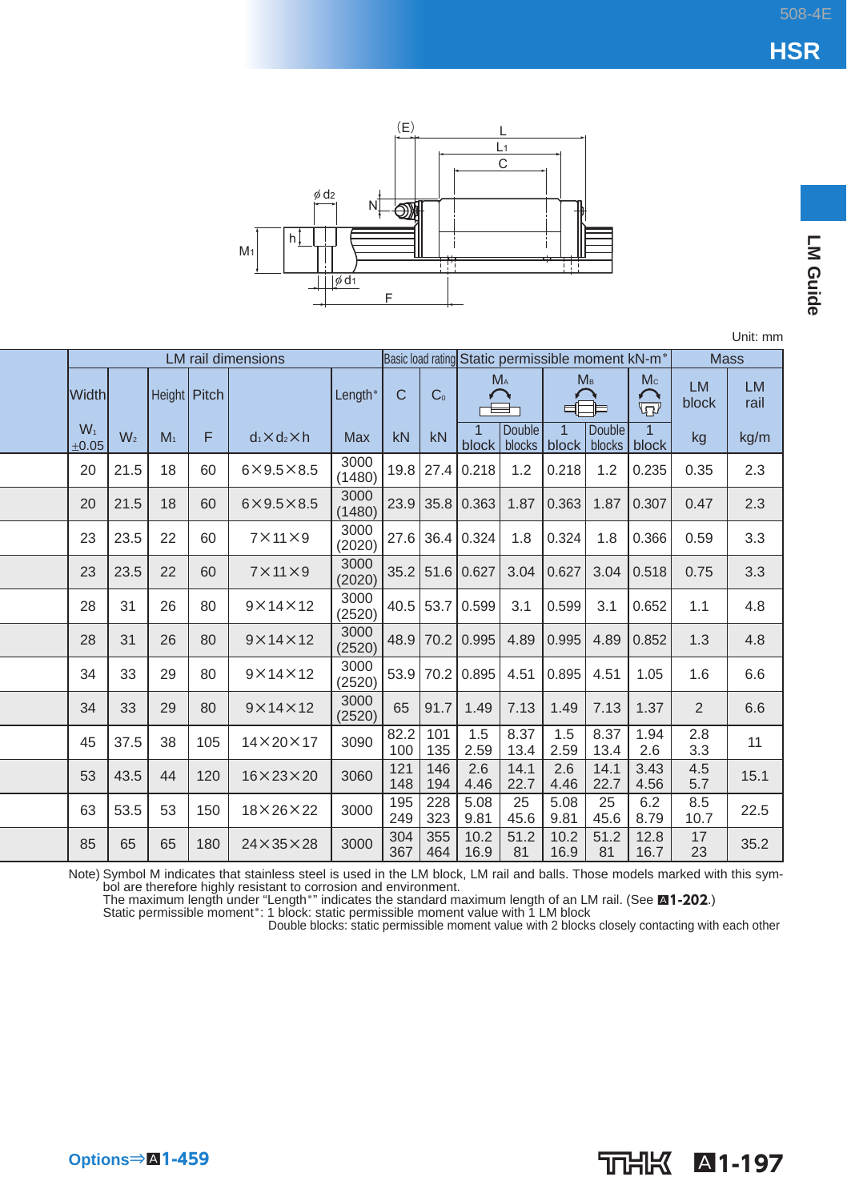Unit: mm

| LM rail dimensions | | | | | | Basic load rating | | Static permissible moment kN-m* | | | | | Mass | |
|---|---|---|---|---|---|---|---|---|---|---|---|---|---|---|
| Width | | Height | Pitch | | Length* | C | $C_0$ | $M_A$ | | $M_B$ | | $M_C$ | LM block | LM rail |
| $W_1$ ±0.05 | $W_2$ | $M_1$ | F | $d_1 \times d_2 \times h$ | Max | kN | kN | 1 block | Double blocks | 1 block | Double blocks | 1 block | kg | kg/m |
| 20 | 21.5 | 18 | 60 | 6×9.5×8.5 | 3000 (1480) | 19.8 | 27.4 | 0.218 | 1.2 | 0.218 | 1.2 | 0.235 | 0.35 | 2.3 |
| 20 | 21.5 | 18 | 60 | 6×9.5×8.5 | 3000 (1480) | 23.9 | 35.8 | 0.363 | 1.87 | 0.363 | 1.87 | 0.307 | 0.47 | 2.3 |
| 23 | 23.5 | 22 | 60 | 7×11×9 | 3000 (2020) | 27.6 | 36.4 | 0.324 | 1.8 | 0.324 | 1.8 | 0.366 | 0.59 | 3.3 |
| 23 | 23.5 | 22 | 60 | 7×11×9 | 3000 (2020) | 35.2 | 51.6 | 0.627 | 3.04 | 0.627 | 3.04 | 0.518 | 0.75 | 3.3 |
| 28 | 31 | 26 | 80 | 9×14×12 | 3000 (2520) | 40.5 | 53.7 | 0.599 | 3.1 | 0.599 | 3.1 | 0.652 | 1.1 | 4.8 |
| 28 | 31 | 26 | 80 | 9×14×12 | 3000 (2520) | 48.9 | 70.2 | 0.995 | 4.89 | 0.995 | 4.89 | 0.852 | 1.3 | 4.8 |
| 34 | 33 | 29 | 80 | 9×14×12 | 3000 (2520) | 53.9 | 70.2 | 0.895 | 4.51 | 0.895 | 4.51 | 1.05 | 1.6 | 6.6 |
| 34 | 33 | 29 | 80 | 9×14×12 | 3000 (2520) | 65 | 91.7 | 1.49 | 7.13 | 1.49 | 7.13 | 1.37 | 2 | 6.6 |
| 45 | 37.5 | 38 | 105 | 14×20×17 | 3090 | 82.2 100 | 101 135 | 1.5 2.59 | 8.37 13.4 | 1.5 2.59 | 8.37 13.4 | 1.94 2.6 | 2.8 3.3 | 11 |
| 53 | 43.5 | 44 | 120 | 16×23×20 | 3060 | 121 148 | 146 194 | 2.6 4.46 | 14.1 22.7 | 2.6 4.46 | 14.1 22.7 | 3.43 4.56 | 4.5 5.7 | 15.1 |
| 63 | 53.5 | 53 | 150 | 18×26×22 | 3000 | 195 249 | 228 323 | 5.08 9.81 | 25 45.6 | 5.08 9.81 | 25 45.6 | 6.2 8.79 | 8.5 10.7 | 22.5 |
| 85 | 65 | 65 | 180 | 24×35×28 | 3000 | 304 367 | 355 464 | 10.2 16.9 | 51.2 81 | 10.2 16.9 | 51.2 81 | 12.8 16.7 | 17 23 | 35.2 |

Note) Symbol M indicates that stainless steel is used in the LM block, LM rail and balls. Those models marked with this symbol are therefore highly resistant to corrosion and environment.
The maximum length under "Length*" indicates the standard maximum length of an LM rail. (See A1-202.)
Static permissible moment*: 1 block: static permissible moment value with 1 LM block
Double blocks: static permissible moment value with 2 blocks closely contacting with each other

Options⇒A1-459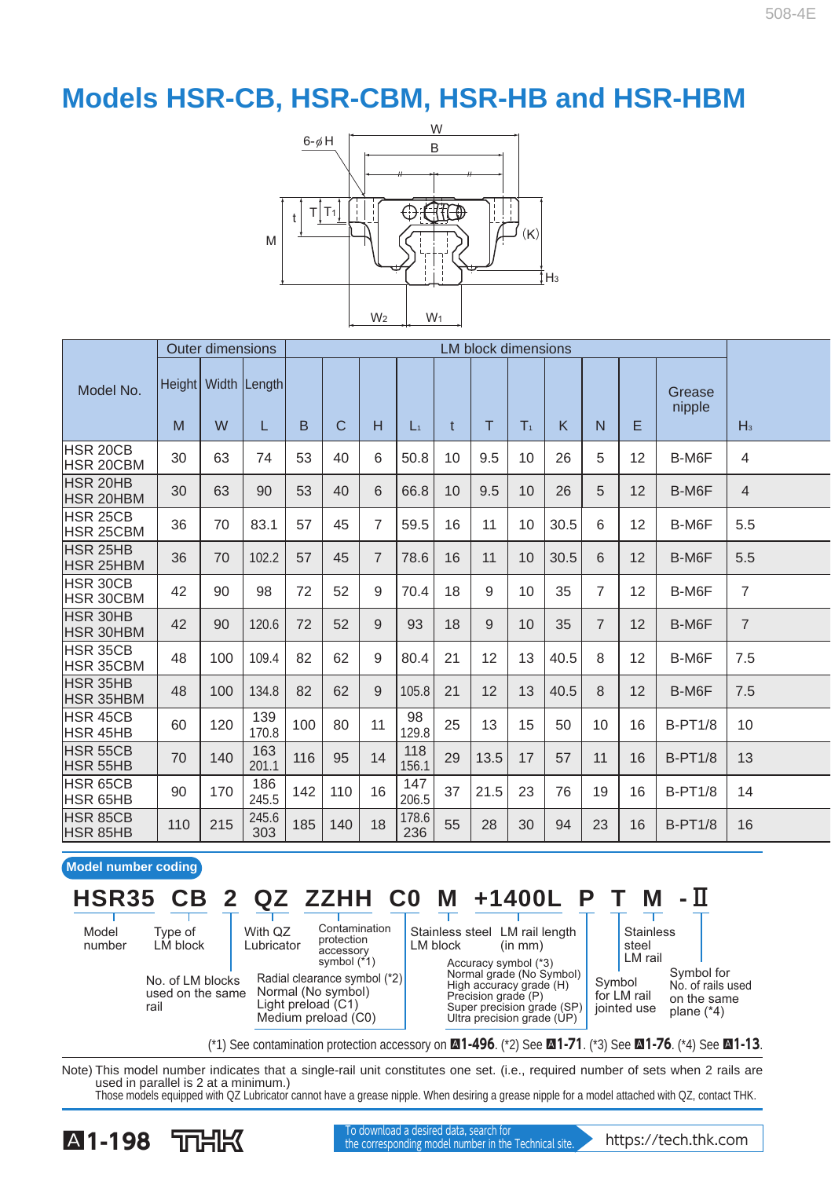# Models HSR-CB, HSR-CBM, HSR-HB and HSR-HBM

| Model No. | Outer dimensions | | | LM block dimensions | | | | | | | | | | | | |
|---|---|---|---|---|---|---|---|---|---|---|---|---|---|---|---|---|
| | Height M | Width W | Length L | B | C | H | $L_1$ | t | T | $T_1$ | K | N | E | Grease nipple | $H_3$ |
| HSR 20CB<br>HSR 20CBM | 30 | 63 | 74 | 53 | 40 | 6 | 50.8 | 10 | 9.5 | 10 | 26 | 5 | 12 | B-M6F | 4 |
| HSR 20HB<br>HSR 20HBM | 30 | 63 | 90 | 53 | 40 | 6 | 66.8 | 10 | 9.5 | 10 | 26 | 5 | 12 | B-M6F | 4 |
| HSR 25CB<br>HSR 25CBM | 36 | 70 | 83.1 | 57 | 45 | 7 | 59.5 | 16 | 11 | 10 | 30.5 | 6 | 12 | B-M6F | 5.5 |
| HSR 25HB<br>HSR 25HBM | 36 | 70 | 102.2 | 57 | 45 | 7 | 78.6 | 16 | 11 | 10 | 30.5 | 6 | 12 | B-M6F | 5.5 |
| HSR 30CB<br>HSR 30CBM | 42 | 90 | 98 | 72 | 52 | 9 | 70.4 | 18 | 9 | 10 | 35 | 7 | 12 | B-M6F | 7 |
| HSR 30HB<br>HSR 30HBM | 42 | 90 | 120.6 | 72 | 52 | 9 | 93 | 18 | 9 | 10 | 35 | 7 | 12 | B-M6F | 7 |
| HSR 35CB<br>HSR 35CBM | 48 | 100 | 109.4 | 82 | 62 | 9 | 80.4 | 21 | 12 | 13 | 40.5 | 8 | 12 | B-M6F | 7.5 |
| HSR 35HB<br>HSR 35HBM | 48 | 100 | 134.8 | 82 | 62 | 9 | 105.8 | 21 | 12 | 13 | 40.5 | 8 | 12 | B-M6F | 7.5 |
| HSR 45CB<br>HSR 45HB | 60 | 120 | 139<br>170.8 | 100 | 80 | 11 | 98<br>129.8 | 25 | 13 | 15 | 50 | 10 | 16 | B-PT1/8 | 10 |
| HSR 55CB<br>HSR 55HB | 70 | 140 | 163<br>201.1 | 116 | 95 | 14 | 118<br>156.1 | 29 | 13.5 | 17 | 57 | 11 | 16 | B-PT1/8 | 13 |
| HSR 65CB<br>HSR 65HB | 90 | 170 | 186<br>245.5 | 142 | 110 | 16 | 147<br>206.5 | 37 | 21.5 | 23 | 76 | 19 | 16 | B-PT1/8 | 14 |
| HSR 85CB<br>HSR 85HB | 110 | 215 | 245.6<br>303 | 185 | 140 | 18 | 178.6<br>236 | 55 | 28 | 30 | 94 | 23 | 16 | B-PT1/8 | 16 |

**Model number coding**

**HSR35 CB 2 QZ ZZHH C0 M +1400L P T M -Ⅱ**

- HSR35: Model number
- CB: Type of LM block
- 2: No. of LM blocks used on the same rail
- QZ: With QZ Lubricator
- ZZHH: Contamination protection accessory symbol (*1)
- C0: Radial clearance symbol (*2) — Normal (No symbol), Light preload (C1), Medium preload (C0)
- M: Stainless steel LM block
- +1400L: LM rail length (in mm)
- P: Accuracy symbol (*3) — Normal grade (No Symbol), High accuracy grade (H), Precision grade (P), Super precision grade (SP), Ultra precision grade (UP)
- T: Symbol for LM rail jointed use
- M: Stainless steel LM rail
- -Ⅱ: Symbol for No. of rails used on the same plane (*4)

(*1) See contamination protection accessory on A1-496. (*2) See A1-71. (*3) See A1-76. (*4) See A1-13.

Note) This model number indicates that a single-rail unit constitutes one set. (i.e., required number of sets when 2 rails are used in parallel is 2 at a minimum.)
Those models equipped with QZ Lubricator cannot have a grease nipple. When desiring a grease nipple for a model attached with QZ, contact THK.

To download a desired data, search for the corresponding model number in the Technical site. https://tech.thk.com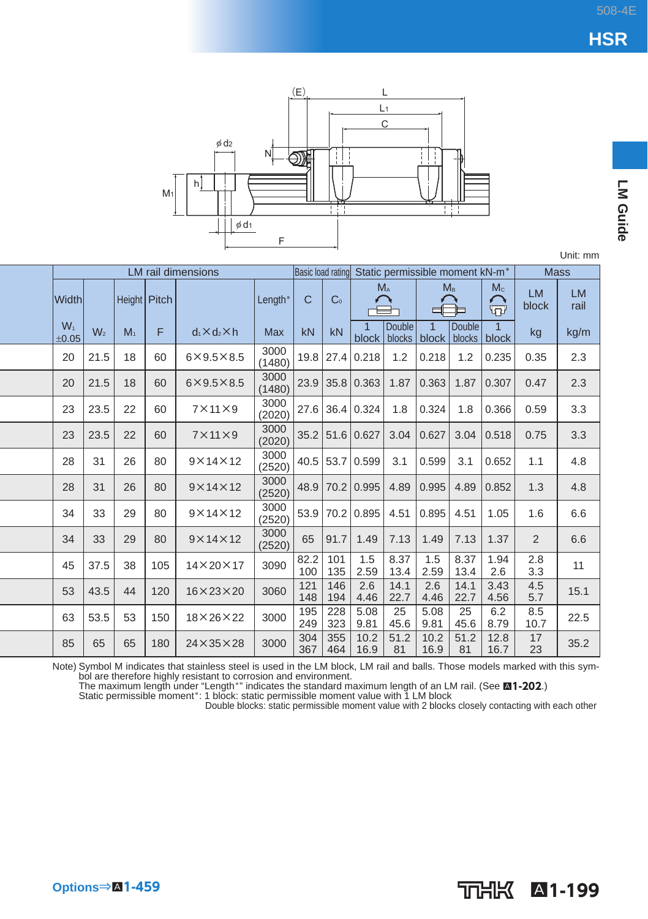Unit: mm

| | LM rail dimensions | | | | | | Basic load rating | | Static permissible moment kN-m* | | | | | Mass | |
|---|---|---|---|---|---|---|---|---|---|---|---|---|---|---|---|
| | Width | | Height | Pitch | | Length* | C | $C_0$ | $M_A$ | | $M_B$ | | $M_C$ | LM block | LM rail |
| | $W_1$ ±0.05 | $W_2$ | $M_1$ | F | $d_1 \times d_2 \times h$ | Max | kN | kN | 1 block | Double blocks | 1 block | Double blocks | 1 block | kg | kg/m |
| | 20 | 21.5 | 18 | 60 | 6×9.5×8.5 | 3000 (1480) | 19.8 | 27.4 | 0.218 | 1.2 | 0.218 | 1.2 | 0.235 | 0.35 | 2.3 |
| | 20 | 21.5 | 18 | 60 | 6×9.5×8.5 | 3000 (1480) | 23.9 | 35.8 | 0.363 | 1.87 | 0.363 | 1.87 | 0.307 | 0.47 | 2.3 |
| | 23 | 23.5 | 22 | 60 | 7×11×9 | 3000 (2020) | 27.6 | 36.4 | 0.324 | 1.8 | 0.324 | 1.8 | 0.366 | 0.59 | 3.3 |
| | 23 | 23.5 | 22 | 60 | 7×11×9 | 3000 (2020) | 35.2 | 51.6 | 0.627 | 3.04 | 0.627 | 3.04 | 0.518 | 0.75 | 3.3 |
| | 28 | 31 | 26 | 80 | 9×14×12 | 3000 (2520) | 40.5 | 53.7 | 0.599 | 3.1 | 0.599 | 3.1 | 0.652 | 1.1 | 4.8 |
| | 28 | 31 | 26 | 80 | 9×14×12 | 3000 (2520) | 48.9 | 70.2 | 0.995 | 4.89 | 0.995 | 4.89 | 0.852 | 1.3 | 4.8 |
| | 34 | 33 | 29 | 80 | 9×14×12 | 3000 (2520) | 53.9 | 70.2 | 0.895 | 4.51 | 0.895 | 4.51 | 1.05 | 1.6 | 6.6 |
| | 34 | 33 | 29 | 80 | 9×14×12 | 3000 (2520) | 65 | 91.7 | 1.49 | 7.13 | 1.49 | 7.13 | 1.37 | 2 | 6.6 |
| | 45 | 37.5 | 38 | 105 | 14×20×17 | 3090 | 82.2 100 | 101 135 | 1.5 2.59 | 8.37 13.4 | 1.5 2.59 | 8.37 13.4 | 1.94 2.6 | 2.8 3.3 | 11 |
| | 53 | 43.5 | 44 | 120 | 16×23×20 | 3060 | 121 148 | 146 194 | 2.6 4.46 | 14.1 22.7 | 2.6 4.46 | 14.1 22.7 | 3.43 4.56 | 4.5 5.7 | 15.1 |
| | 63 | 53.5 | 53 | 150 | 18×26×22 | 3000 | 195 249 | 228 323 | 5.08 9.81 | 25 45.6 | 5.08 9.81 | 25 45.6 | 6.2 8.79 | 8.5 10.7 | 22.5 |
| | 85 | 65 | 65 | 180 | 24×35×28 | 3000 | 304 367 | 355 464 | 10.2 16.9 | 51.2 81 | 10.2 16.9 | 51.2 81 | 12.8 16.7 | 17 23 | 35.2 |

Note) Symbol M indicates that stainless steel is used in the LM block, LM rail and balls. Those models marked with this symbol are therefore highly resistant to corrosion and environment.
The maximum length under "Length*" indicates the standard maximum length of an LM rail. (See A1-202.)
Static permissible moment*: 1 block: static permissible moment value with 1 LM block
Double blocks: static permissible moment value with 2 blocks closely contacting with each other

Options⇒A1-459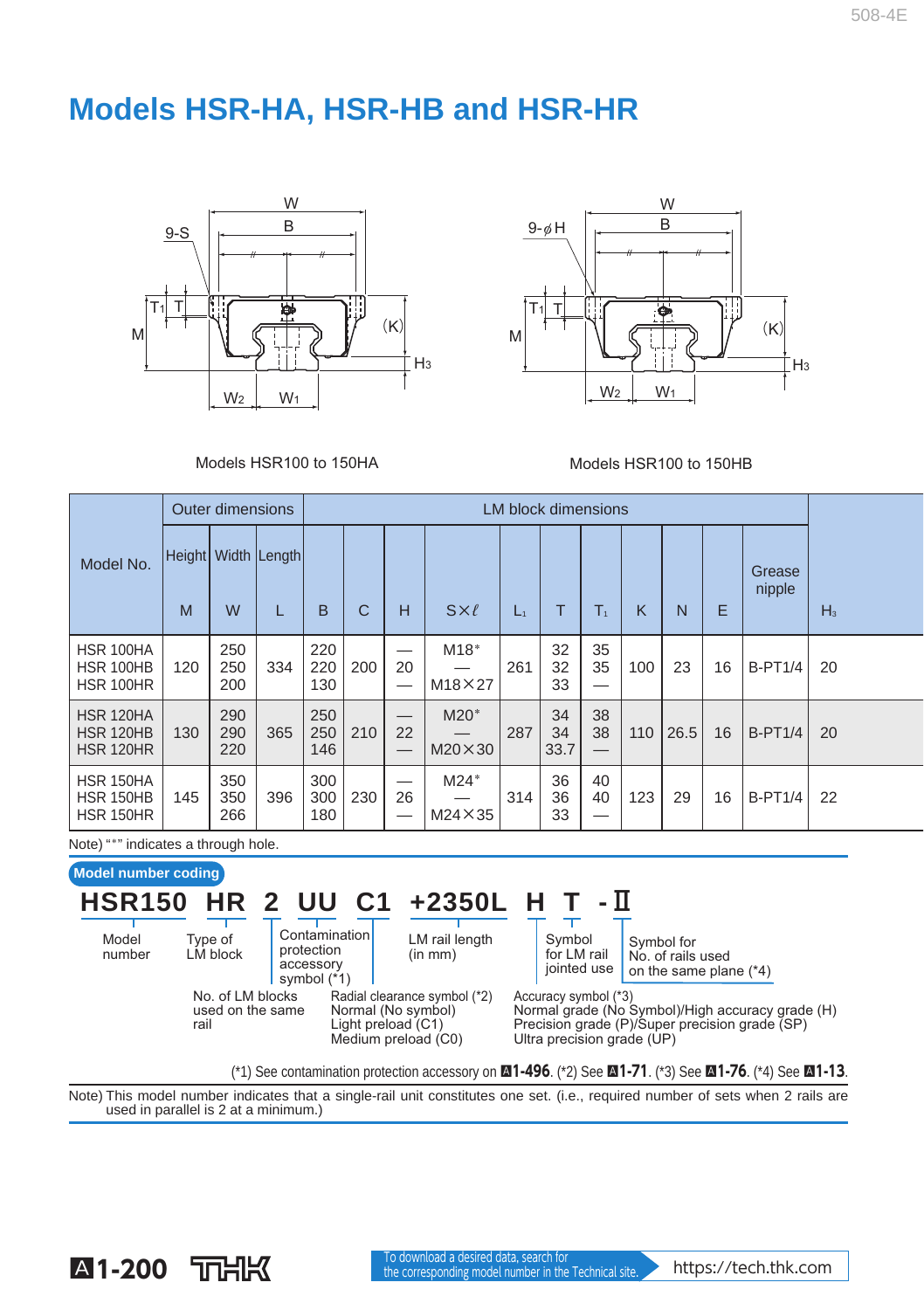# Models HSR-HA, HSR-HB and HSR-HR

Models HSR100 to 150HA

Models HSR100 to 150HB

| Model No. | Outer dimensions | | | LM block dimensions | | | | | | | | | | | | |
|---|---|---|---|---|---|---|---|---|---|---|---|---|---|---|---|
| | Height M | Width W | Length L | B | C | H | S×ℓ | $L_1$ | T | $T_1$ | K | N | E | Grease nipple | $H_3$ |
| HSR 100HA<br>HSR 100HB<br>HSR 100HR | 120 | 250<br>250<br>200 | 334 | 220<br>220<br>130 | 200 | —<br>20<br>— | M18*<br>—<br>M18×27 | 261 | 32<br>32<br>33 | 35<br>35<br>— | 100 | 23 | 16 | B-PT1/4 | 20 |
| HSR 120HA<br>HSR 120HB<br>HSR 120HR | 130 | 290<br>290<br>220 | 365 | 250<br>250<br>146 | 210 | —<br>22<br>— | M20*<br>—<br>M20×30 | 287 | 34<br>34<br>33.7 | 38<br>38<br>— | 110 | 26.5 | 16 | B-PT1/4 | 20 |
| HSR 150HA<br>HSR 150HB<br>HSR 150HR | 145 | 350<br>350<br>266 | 396 | 300<br>300<br>180 | 230 | —<br>26<br>— | M24*<br>—<br>M24×35 | 314 | 36<br>36<br>33 | 40<br>40<br>— | 123 | 29 | 16 | B-PT1/4 | 22 |

Note) "*" indicates a through hole.

**Model number coding**

**HSR150 HR 2 UU C1 +2350L H T -II**

- HSR150: Model number
- HR: Type of LM block
- 2: No. of LM blocks used on the same rail
- UU: Contamination protection accessory symbol (*1)
- C1: Radial clearance symbol (*2) — Normal (No symbol), Light preload (C1), Medium preload (C0)
- +2350L: LM rail length (in mm)
- H: Accuracy symbol (*3) — Normal grade (No Symbol)/High accuracy grade (H), Precision grade (P)/Super precision grade (SP), Ultra precision grade (UP)
- T: Symbol for LM rail jointed use
- -II: Symbol for No. of rails used on the same plane (*4)

(*1) See contamination protection accessory on A1-496. (*2) See A1-71. (*3) See A1-76. (*4) See A1-13.

Note) This model number indicates that a single-rail unit constitutes one set. (i.e., required number of sets when 2 rails are used in parallel is 2 at a minimum.)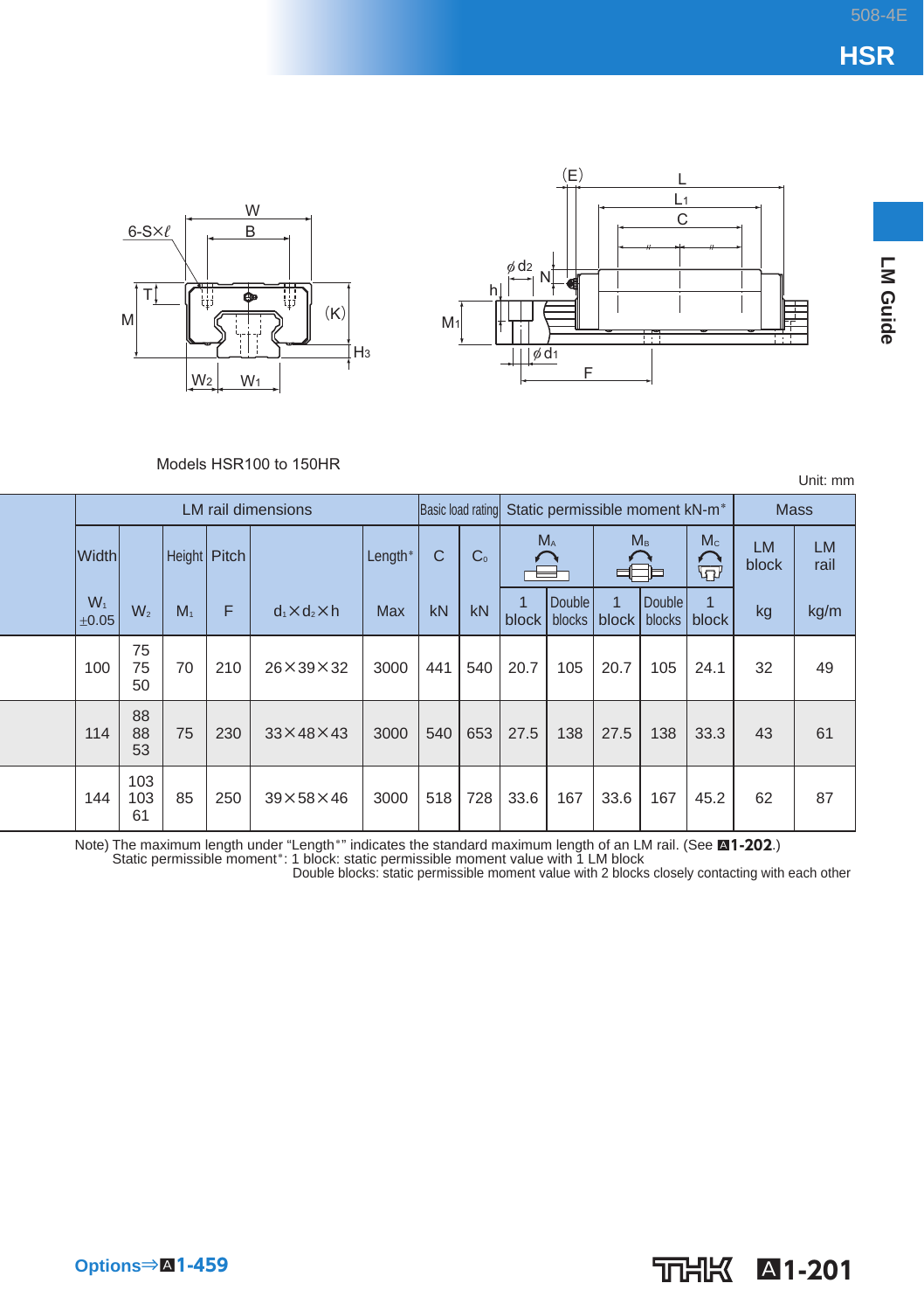Models HSR100 to 150HR

Unit: mm

| LM rail dimensions | | | | | | Basic load rating | | Static permissible moment kN-m* | | | | | Mass | |
|---|---|---|---|---|---|---|---|---|---|---|---|---|---|---|
| Width | | Height | Pitch | | Length* | C | $C_0$ | $M_A$ | | $M_B$ | | $M_C$ | LM block | LM rail |
| $W_1$ ±0.05 | $W_2$ | $M_1$ | F | $d_1 \times d_2 \times h$ | Max | kN | kN | 1 block | Double blocks | 1 block | Double blocks | 1 block | kg | kg/m |
| 100 | 75 75 50 | 70 | 210 | 26×39×32 | 3000 | 441 | 540 | 20.7 | 105 | 20.7 | 105 | 24.1 | 32 | 49 |
| 114 | 88 88 53 | 75 | 230 | 33×48×43 | 3000 | 540 | 653 | 27.5 | 138 | 27.5 | 138 | 33.3 | 43 | 61 |
| 144 | 103 103 61 | 85 | 250 | 39×58×46 | 3000 | 518 | 728 | 33.6 | 167 | 33.6 | 167 | 45.2 | 62 | 87 |

Note) The maximum length under "Length*" indicates the standard maximum length of an LM rail. (See A1-202.)
Static permissible moment*: 1 block: static permissible moment value with 1 LM block
Double blocks: static permissible moment value with 2 blocks closely contacting with each other

Options⇒A1-459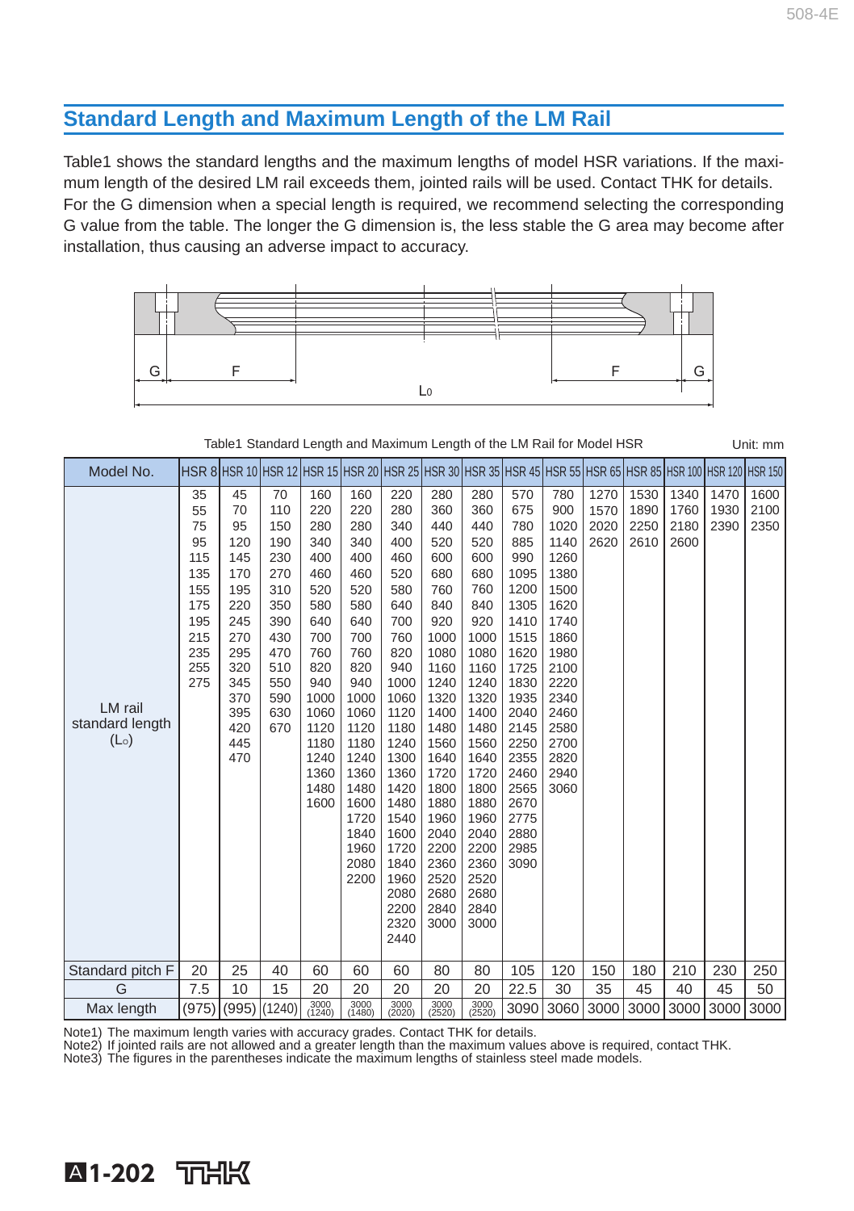## Standard Length and Maximum Length of the LM Rail

Table1 shows the standard lengths and the maximum lengths of model HSR variations. If the maximum length of the desired LM rail exceeds them, jointed rails will be used. Contact THK for details.
For the G dimension when a special length is required, we recommend selecting the corresponding G value from the table. The longer the G dimension is, the less stable the G area may become after installation, thus causing an adverse impact to accuracy.

Table1 Standard Length and Maximum Length of the LM Rail for Model HSR

Unit: mm

| Model No. | HSR 8 | HSR 10 | HSR 12 | HSR 15 | HSR 20 | HSR 25 | HSR 30 | HSR 35 | HSR 45 | HSR 55 | HSR 65 | HSR 85 | HSR 100 | HSR 120 | HSR 150 |
|---|---|---|---|---|---|---|---|---|---|---|---|---|---|---|---|
| LM rail standard length ($L_0$) | 35 | 45 | 70 | 160 | 160 | 220 | 280 | 280 | 570 | 780 | 1270 | 1530 | 1340 | 1470 | 1600 |
| | 55 | 70 | 110 | 220 | 220 | 280 | 360 | 360 | 675 | 900 | 1570 | 1890 | 1760 | 1930 | 2100 |
| | 75 | 95 | 150 | 280 | 280 | 340 | 440 | 440 | 780 | 1020 | 2020 | 2250 | 2180 | 2390 | 2350 |
| | 95 | 120 | 190 | 340 | 340 | 400 | 520 | 520 | 885 | 1140 | 2620 | 2610 | 2600 | | |
| | 115 | 145 | 230 | 400 | 400 | 460 | 600 | 600 | 990 | 1260 | | | | | |
| | 135 | 170 | 270 | 460 | 460 | 520 | 680 | 680 | 1095 | 1380 | | | | | |
| | 155 | 195 | 310 | 520 | 520 | 580 | 760 | 760 | 1200 | 1500 | | | | | |
| | 175 | 220 | 350 | 580 | 580 | 640 | 840 | 840 | 1305 | 1620 | | | | | |
| | 195 | 245 | 390 | 640 | 640 | 700 | 920 | 920 | 1410 | 1740 | | | | | |
| | 215 | 270 | 430 | 700 | 700 | 760 | 1000 | 1000 | 1515 | 1860 | | | | | |
| | 235 | 295 | 470 | 760 | 760 | 820 | 1080 | 1080 | 1620 | 1980 | | | | | |
| | 255 | 320 | 510 | 820 | 820 | 940 | 1160 | 1160 | 1725 | 2100 | | | | | |
| | 275 | 345 | 550 | 940 | 940 | 1000 | 1240 | 1240 | 1830 | 2220 | | | | | |
| | | 370 | 590 | 1000 | 1000 | 1060 | 1320 | 1320 | 1935 | 2340 | | | | | |
| | | 395 | 630 | 1060 | 1060 | 1120 | 1400 | 1400 | 2040 | 2460 | | | | | |
| | | 420 | 670 | 1120 | 1120 | 1180 | 1480 | 1480 | 2145 | 2580 | | | | | |
| | | 445 | | 1180 | 1180 | 1240 | 1560 | 1560 | 2250 | 2700 | | | | | |
| | | 470 | | 1240 | 1240 | 1300 | 1640 | 1640 | 2355 | 2820 | | | | | |
| | | | | 1360 | 1360 | 1360 | 1720 | 1720 | 2460 | 2940 | | | | | |
| | | | | 1480 | 1480 | 1420 | 1800 | 1800 | 2565 | 3060 | | | | | |
| | | | | 1600 | 1600 | 1480 | 1880 | 1880 | 2670 | | | | | | |
| | | | | | 1720 | 1540 | 1960 | 1960 | 2775 | | | | | | |
| | | | | | 1840 | 1600 | 2040 | 2040 | 2880 | | | | | | |
| | | | | | 1960 | 1720 | 2200 | 2200 | 2985 | | | | | | |
| | | | | | 2080 | 1840 | 2360 | 2360 | 3090 | | | | | | |
| | | | | | 2200 | 1960 | 2520 | 2520 | | | | | | | |
| | | | | | | 2080 | 2680 | 2680 | | | | | | | |
| | | | | | | 2200 | 2840 | 2840 | | | | | | | |
| | | | | | | 2320 | 3000 | 3000 | | | | | | | |
| | | | | | | 2440 | | | | | | | | | |
| Standard pitch F | 20 | 25 | 40 | 60 | 60 | 60 | 80 | 80 | 105 | 120 | 150 | 180 | 210 | 230 | 250 |
| G | 7.5 | 10 | 15 | 20 | 20 | 20 | 20 | 20 | 22.5 | 30 | 35 | 45 | 40 | 45 | 50 |
| Max length | (975) | (995) | (1240) | 3000 (1240) | 3000 (1480) | 3000 (2020) | 3000 (2520) | 3000 (2520) | 3090 | 3060 | 3000 | 3000 | 3000 | 3000 | 3000 |

Note1) The maximum length varies with accuracy grades. Contact THK for details.
Note2) If jointed rails are not allowed and a greater length than the maximum values above is required, contact THK.
Note3) The figures in the parentheses indicate the maximum lengths of stainless steel made models.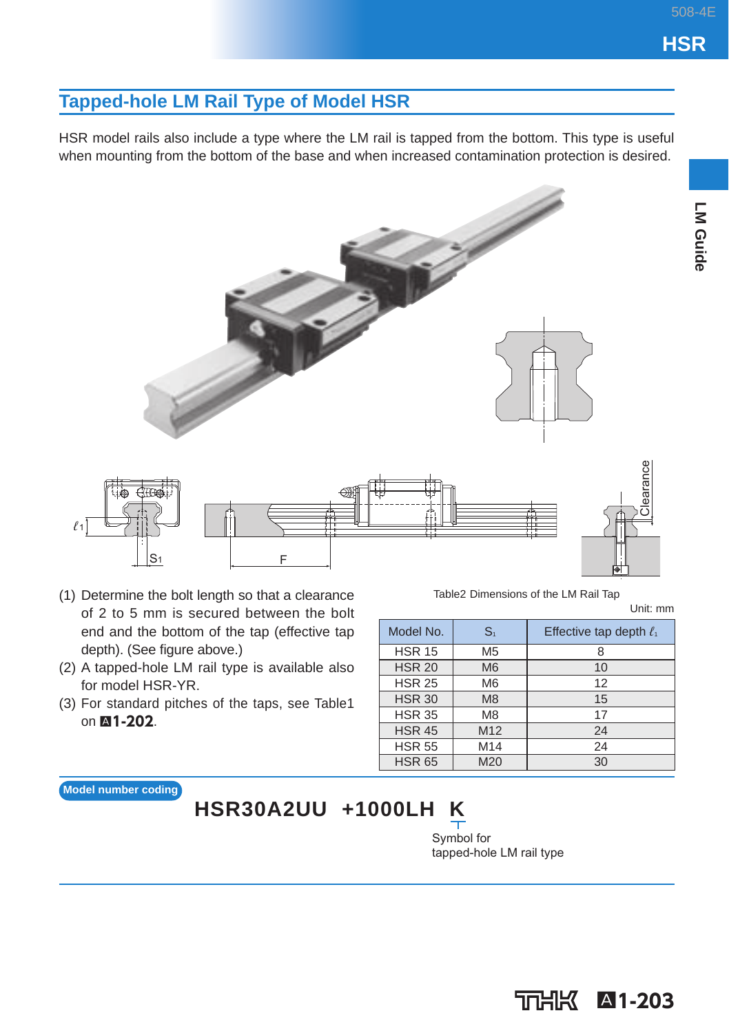## Tapped-hole LM Rail Type of Model HSR

HSR model rails also include a type where the LM rail is tapped from the bottom. This type is useful when mounting from the bottom of the base and when increased contamination protection is desired.

(1) Determine the bolt length so that a clearance of 2 to 5 mm is secured between the bolt end and the bottom of the tap (effective tap depth). (See figure above.)
(2) A tapped-hole LM rail type is available also for model HSR-YR.
(3) For standard pitches of the taps, see Table1 on A1-202.

Table2 Dimensions of the LM Rail Tap

Unit: mm

| Model No. | $S_1$ | Effective tap depth $\ell_1$ |
|---|---|---|
| HSR 15 | M5 | 8 |
| HSR 20 | M6 | 10 |
| HSR 25 | M6 | 12 |
| HSR 30 | M8 | 15 |
| HSR 35 | M8 | 17 |
| HSR 45 | M12 | 24 |
| HSR 55 | M14 | 24 |
| HSR 65 | M20 | 30 |

**Model number coding**

**HSR30A2UU +1000LH K**

K: Symbol for tapped-hole LM rail type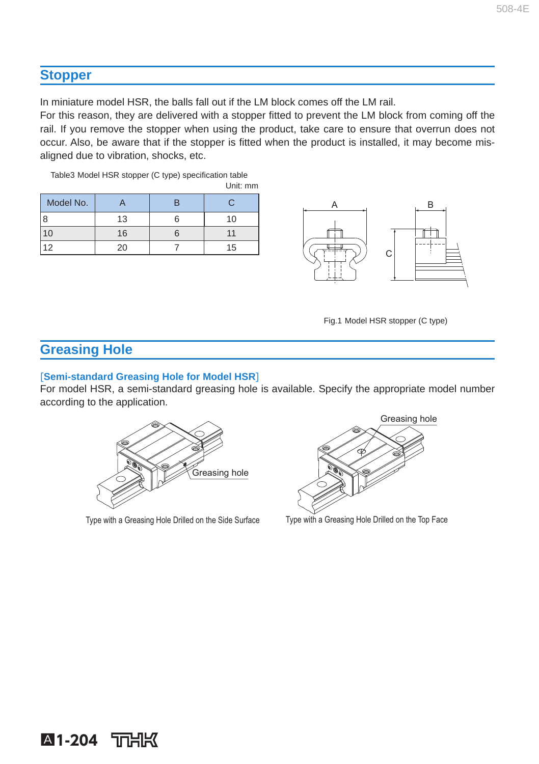## Stopper

In miniature model HSR, the balls fall out if the LM block comes off the LM rail.
For this reason, they are delivered with a stopper fitted to prevent the LM block from coming off the rail. If you remove the stopper when using the product, take care to ensure that overrun does not occur. Also, be aware that if the stopper is fitted when the product is installed, it may become misaligned due to vibration, shocks, etc.

Table3 Model HSR stopper (C type) specification table

Unit: mm

| Model No. | A | B | C |
|---|---|---|---|
| 8 | 13 | 6 | 10 |
| 10 | 16 | 6 | 11 |
| 12 | 20 | 7 | 15 |

Fig.1 Model HSR stopper (C type)

## Greasing Hole

**[Semi-standard Greasing Hole for Model HSR]**
For model HSR, a semi-standard greasing hole is available. Specify the appropriate model number according to the application.

Greasing hole

Type with a Greasing Hole Drilled on the Side Surface

Greasing hole

Type with a Greasing Hole Drilled on the Top Face